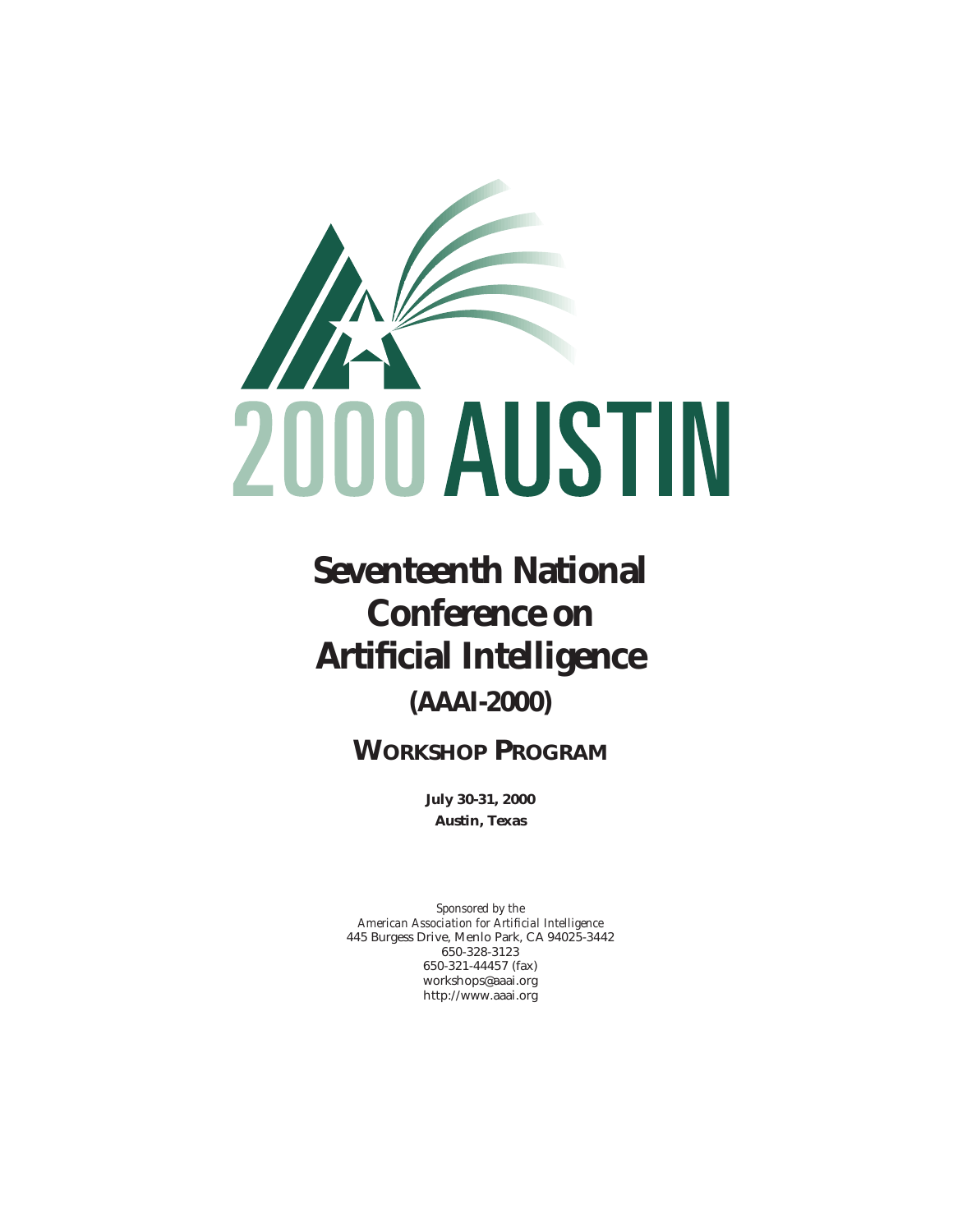2000 AUSTIN

# Seventeenth National Conference on Artificial Intelligence

## (AAAI-2000)

## WORKSHOP PROGRAM

**July 30-31, 2000**
**Austin, Texas**

*Sponsored by the*
*American Association for Artificial Intelligence*
445 Burgess Drive, Menlo Park, CA 94025-3442
650-328-3123
650-321-44457 (fax)
workshops@aaai.org
http://www.aaai.org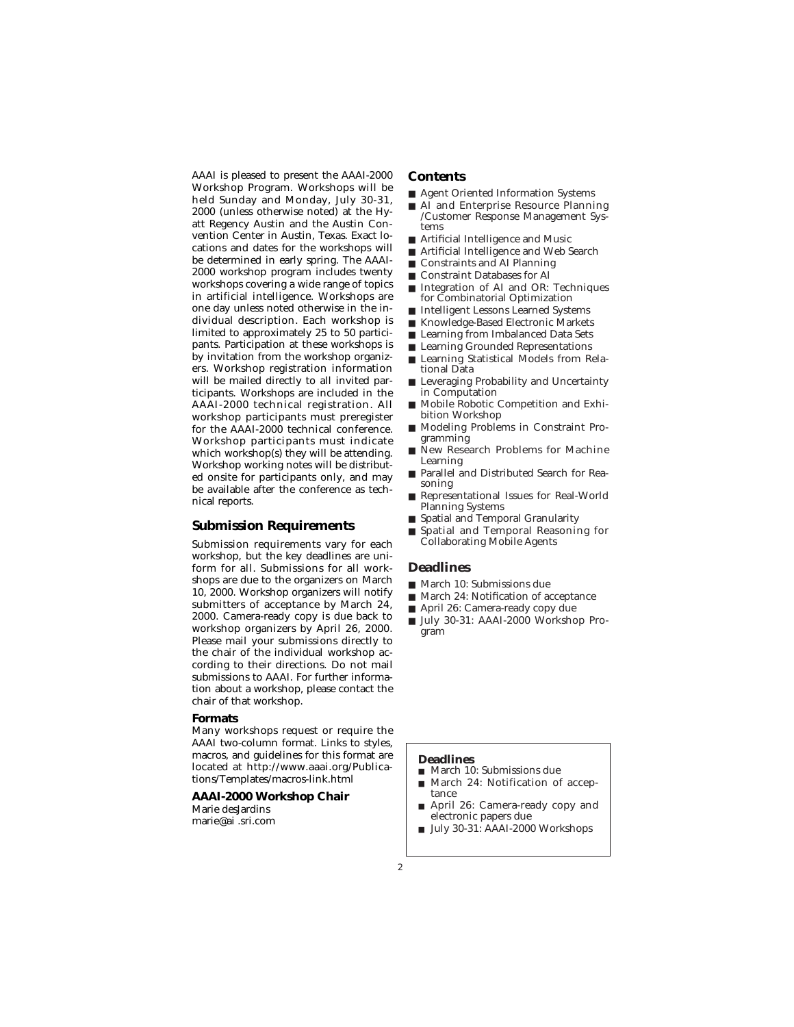AAAI is pleased to present the AAAI-2000 Workshop Program. Workshops will be held Sunday and Monday, July 30-31, 2000 (unless otherwise noted) at the Hyatt Regency Austin and the Austin Convention Center in Austin, Texas. Exact locations and dates for the workshops will be determined in early spring. The AAAI-2000 workshop program includes twenty workshops covering a wide range of topics in artificial intelligence. Workshops are one day unless noted otherwise in the individual description. Each workshop is limited to approximately 25 to 50 participants. Participation at these workshops is by invitation from the workshop organizers. Workshop registration information will be mailed directly to all invited participants. Workshops are included in the AAAI-2000 technical registration. All workshop participants must preregister for the AAAI-2000 technical conference. Workshop participants must indicate which workshop(s) they will be attending. Workshop working notes will be distributed onsite for participants only, and may be available after the conference as technical reports.

## Submission Requirements

Submission requirements vary for each workshop, but the key deadlines are uniform for all. Submissions for all workshops are due to the organizers on March 10, 2000. Workshop organizers will notify submitters of acceptance by March 24, 2000. Camera-ready copy is due back to workshop organizers by April 26, 2000. Please mail your submissions directly to the chair of the individual workshop according to their directions. Do not mail submissions to AAAI. For further information about a workshop, please contact the chair of that workshop.

### Formats

Many workshops request or require the AAAI two-column format. Links to styles, macros, and guidelines for this format are located at http://www.aaai.org/Publications/Templates/macros-link.html

### AAAI-2000 Workshop Chair

Marie desJardins
marie@ai .sri.com

## Contents

- Agent Oriented Information Systems
- AI and Enterprise Resource Planning /Customer Response Management Systems
- Artificial Intelligence and Music
- Artificial Intelligence and Web Search
- Constraints and AI Planning
- Constraint Databases for AI
- Integration of AI and OR: Techniques for Combinatorial Optimization
- Intelligent Lessons Learned Systems
- Knowledge-Based Electronic Markets
- Learning from Imbalanced Data Sets
- Learning Grounded Representations
- Learning Statistical Models from Relational Data
- Leveraging Probability and Uncertainty in Computation
- Mobile Robotic Competition and Exhibition Workshop
- Modeling Problems in Constraint Programming
- New Research Problems for Machine Learning
- Parallel and Distributed Search for Reasoning
- Representational Issues for Real-World Planning Systems
- Spatial and Temporal Granularity
- Spatial and Temporal Reasoning for Collaborating Mobile Agents

## Deadlines

- March 10: Submissions due
- March 24: Notification of acceptance
- April 26: Camera-ready copy due
- July 30-31: AAAI-2000 Workshop Program

### Deadlines

- March 10: Submissions due
- March 24: Notification of acceptance
- April 26: Camera-ready copy and electronic papers due
- July 30-31: AAAI-2000 Workshops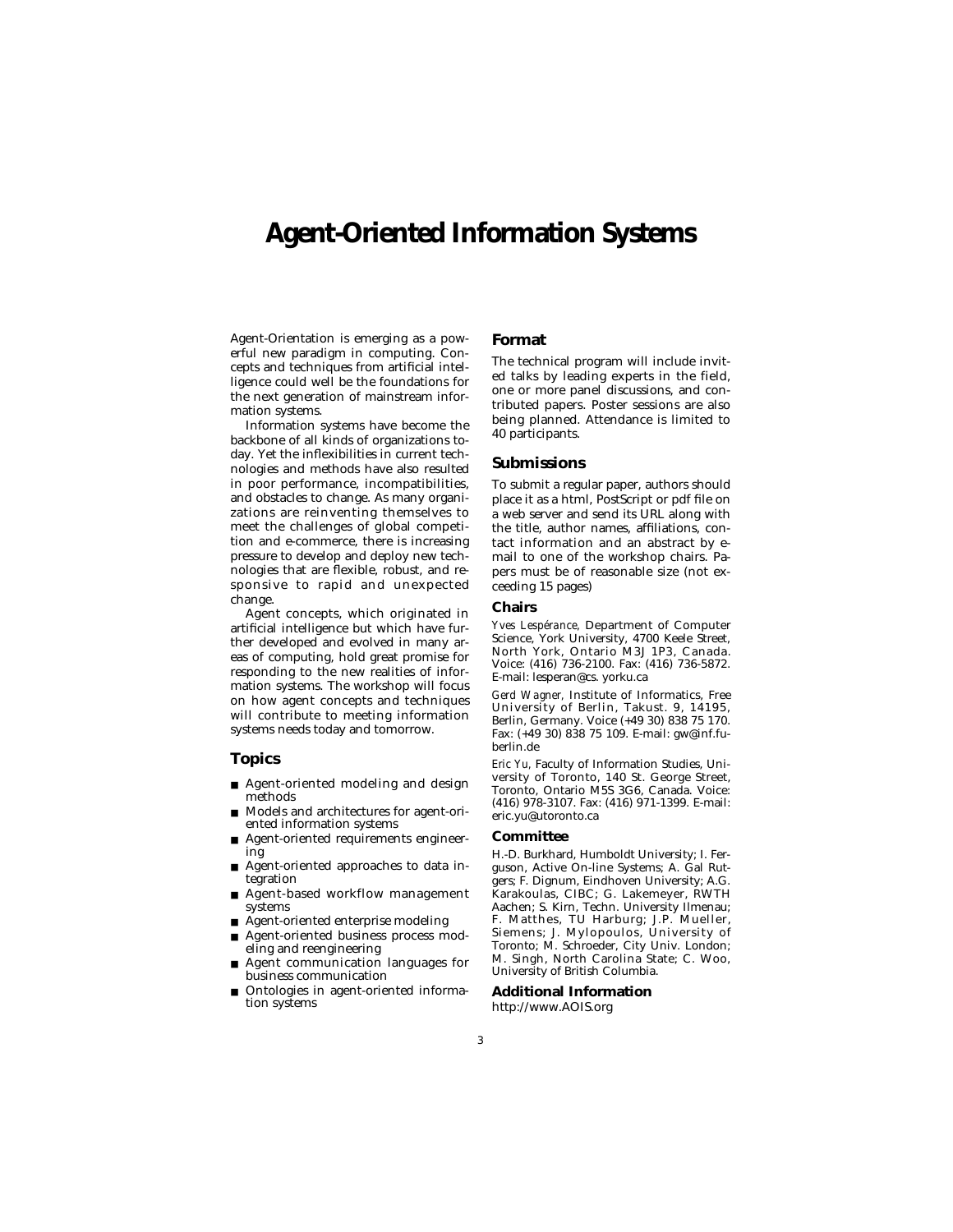# Agent-Oriented Information Systems

Agent-Orientation is emerging as a powerful new paradigm in computing. Concepts and techniques from artificial intelligence could well be the foundations for the next generation of mainstream information systems.

Information systems have become the backbone of all kinds of organizations today. Yet the inflexibilities in current technologies and methods have also resulted in poor performance, incompatibilities, and obstacles to change. As many organizations are reinventing themselves to meet the challenges of global competition and e-commerce, there is increasing pressure to develop and deploy new technologies that are flexible, robust, and responsive to rapid and unexpected change.

Agent concepts, which originated in artificial intelligence but which have further developed and evolved in many areas of computing, hold great promise for responding to the new realities of information systems. The workshop will focus on how agent concepts and techniques will contribute to meeting information systems needs today and tomorrow.

## Topics

- Agent-oriented modeling and design methods
- Models and architectures for agent-oriented information systems
- Agent-oriented requirements engineering
- Agent-oriented approaches to data integration
- Agent-based workflow management systems
- Agent-oriented enterprise modeling
- Agent-oriented business process modeling and reengineering
- Agent communication languages for business communication
- Ontologies in agent-oriented information systems

## Format

The technical program will include invited talks by leading experts in the field, one or more panel discussions, and contributed papers. Poster sessions are also being planned. Attendance is limited to 40 participants.

## Submissions

To submit a regular paper, authors should place it as a html, PostScript or pdf file on a web server and send its URL along with the title, author names, affiliations, contact information and an abstract by e-mail to one of the workshop chairs. Papers must be of reasonable size (not exceeding 15 pages)

### Chairs

*Yves Lespérance*, Department of Computer Science, York University, 4700 Keele Street, North York, Ontario M3J 1P3, Canada. Voice: (416) 736-2100. Fax: (416) 736-5872. E-mail: lesperan@cs. yorku.ca

*Gerd Wagner*, Institute of Informatics, Free University of Berlin, Takust. 9, 14195, Berlin, Germany. Voice (+49 30) 838 75 170. Fax: (+49 30) 838 75 109. E-mail: gw@inf.fu-berlin.de

*Eric Yu*, Faculty of Information Studies, University of Toronto, 140 St. George Street, Toronto, Ontario M5S 3G6, Canada. Voice: (416) 978-3107. Fax: (416) 971-1399. E-mail: eric.yu@utoronto.ca

### Committee

H.-D. Burkhard, Humboldt University; I. Ferguson, Active On-line Systems; A. Gal Rutgers; F. Dignum, Eindhoven University; A.G. Karakoulas, CIBC; G. Lakemeyer, RWTH Aachen; S. Kirn, Techn. University Ilmenau; F. Matthes, TU Harburg; J.P. Mueller, Siemens; J. Mylopoulos, University of Toronto; M. Schroeder, City Univ. London; M. Singh, North Carolina State; C. Woo, University of British Columbia.

### Additional Information

http://www.AOIS.org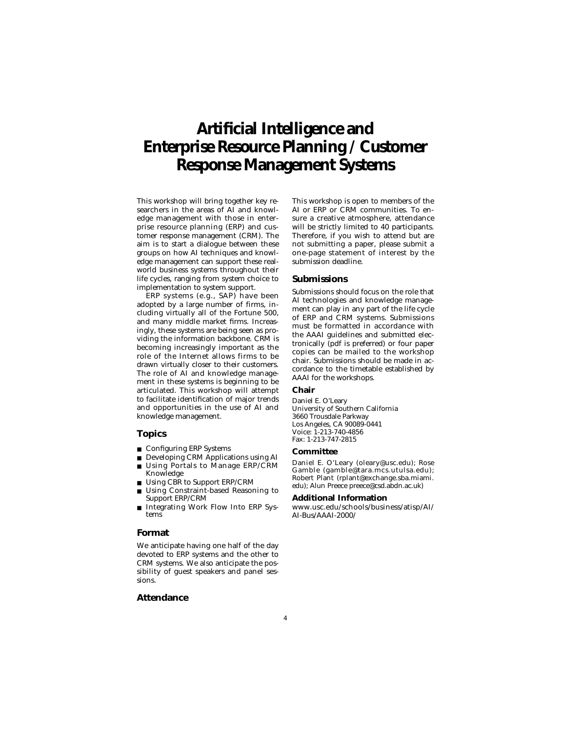# Artificial Intelligence and Enterprise Resource Planning / Customer Response Management Systems

This workshop will bring together key researchers in the areas of AI and knowledge management with those in enterprise resource planning (ERP) and customer response management (CRM). The aim is to start a dialogue between these groups on how AI techniques and knowledge management can support these real-world business systems throughout their life cycles, ranging from system choice to implementation to system support.

ERP systems (e.g., SAP) have been adopted by a large number of firms, including virtually all of the Fortune 500, and many middle market firms. Increasingly, these systems are being seen as providing the information backbone. CRM is becoming increasingly important as the role of the Internet allows firms to be drawn virtually closer to their customers. The role of AI and knowledge management in these systems is beginning to be articulated. This workshop will attempt to facilitate identification of major trends and opportunities in the use of AI and knowledge management.

## Topics

- Configuring ERP Systems
- Developing CRM Applications using AI
- Using Portals to Manage ERP/CRM Knowledge
- Using CBR to Support ERP/CRM
- Using Constraint-based Reasoning to Support ERP/CRM
- Integrating Work Flow Into ERP Systems

## Format

We anticipate having one half of the day devoted to ERP systems and the other to CRM systems. We also anticipate the possibility of guest speakers and panel sessions.

## Attendance

This workshop is open to members of the AI or ERP or CRM communities. To ensure a creative atmosphere, attendance will be strictly limited to 40 participants. Therefore, if you wish to attend but are not submitting a paper, please submit a one-page statement of interest by the submission deadline.

## Submissions

Submissions should focus on the role that AI technologies and knowledge management can play in any part of the life cycle of ERP and CRM systems. Submissions must be formatted in accordance with the AAAI guidelines and submitted electronically (pdf is preferred) or four paper copies can be mailed to the workshop chair. Submissions should be made in accordance to the timetable established by AAAI for the workshops.

### Chair

Daniel E. O'Leary
University of Southern California
3660 Trousdale Parkway
Los Angeles, CA 90089-0441
Voice: 1-213-740-4856
Fax: 1-213-747-2815

### Committee

Daniel E. O'Leary (oleary@usc.edu); Rose Gamble (gamble@tara.mcs.utulsa.edu); Robert Plant (rplant@exchange.sba.miami.edu); Alun Preece preece@csd.abdn.ac.uk)

### Additional Information

www.usc.edu/schools/business/atisp/AI/AI-Bus/AAAI-2000/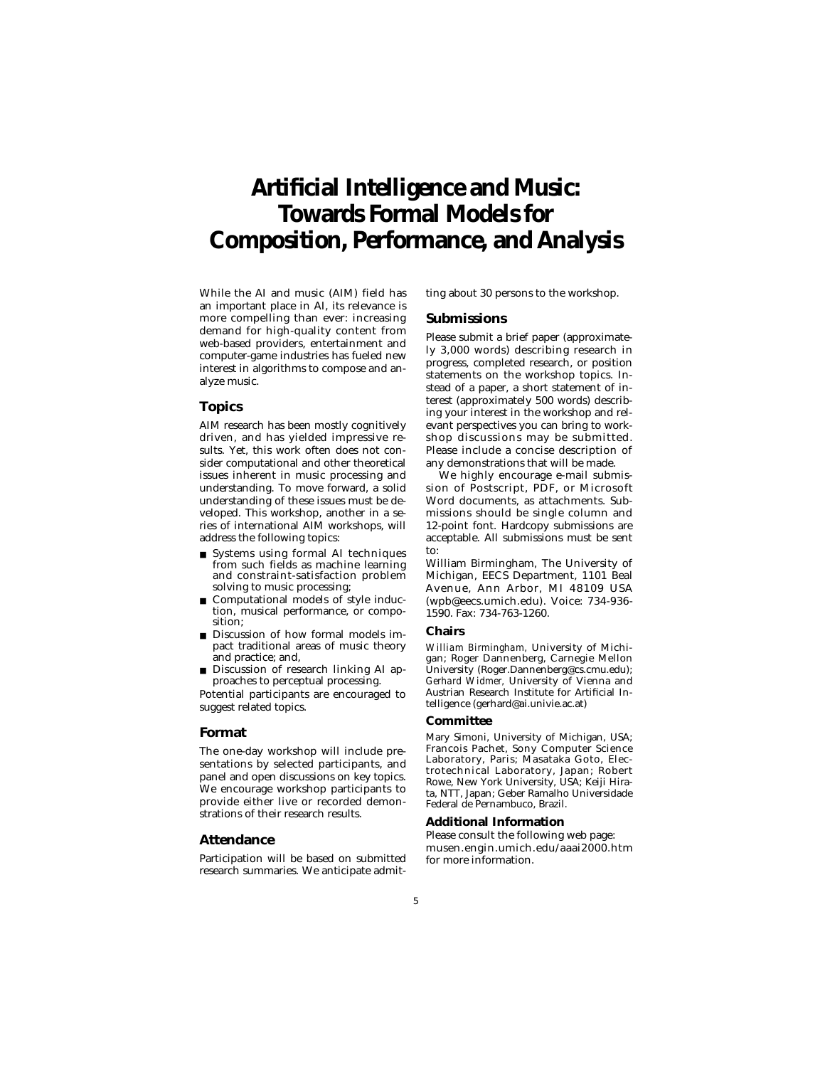# Artificial Intelligence and Music: Towards Formal Models for Composition, Performance, and Analysis

While the AI and music (AIM) field has an important place in AI, its relevance is more compelling than ever: increasing demand for high-quality content from web-based providers, entertainment and computer-game industries has fueled new interest in algorithms to compose and analyze music.

## Topics

AIM research has been mostly cognitively driven, and has yielded impressive results. Yet, this work often does not consider computational and other theoretical issues inherent in music processing and understanding. To move forward, a solid understanding of these issues must be developed. This workshop, another in a series of international AIM workshops, will address the following topics:

- Systems using formal AI techniques from such fields as machine learning and constraint-satisfaction problem solving to music processing;
- Computational models of style induction, musical performance, or composition;
- Discussion of how formal models impact traditional areas of music theory and practice; and,
- Discussion of research linking AI approaches to perceptual processing.

Potential participants are encouraged to suggest related topics.

## Format

The one-day workshop will include presentations by selected participants, and panel and open discussions on key topics. We encourage workshop participants to provide either live or recorded demonstrations of their research results.

## Attendance

Participation will be based on submitted research summaries. We anticipate admitting about 30 persons to the workshop.

## Submissions

Please submit a brief paper (approximately 3,000 words) describing research in progress, completed research, or position statements on the workshop topics. Instead of a paper, a short statement of interest (approximately 500 words) describing your interest in the workshop and relevant perspectives you can bring to workshop discussions may be submitted. Please include a concise description of any demonstrations that will be made.

We highly encourage e-mail submission of Postscript, PDF, or Microsoft Word documents, as attachments. Submissions should be single column and 12-point font. Hardcopy submissions are acceptable. All submissions must be sent to:

William Birmingham, The University of Michigan, EECS Department, 1101 Beal Avenue, Ann Arbor, MI 48109 USA (wpb@eecs.umich.edu). Voice: 734-936-1590. Fax: 734-763-1260.

### Chairs

*William Birmingham,* University of Michigan; Roger Dannenberg, Carnegie Mellon University (Roger.Dannenberg@cs.cmu.edu); *Gerhard Widmer,* University of Vienna and Austrian Research Institute for Artificial Intelligence (gerhard@ai.univie.ac.at)

### Committee

Mary Simoni, University of Michigan, USA; Francois Pachet, Sony Computer Science Laboratory, Paris; Masataka Goto, Electrotechnical Laboratory, Japan; Robert Rowe, New York University, USA; Keiji Hirata, NTT, Japan; Geber Ramalho Universidade Federal de Pernambuco, Brazil.

### Additional Information

Please consult the following web page: musen.engin.umich.edu/aaai2000.htm for more information.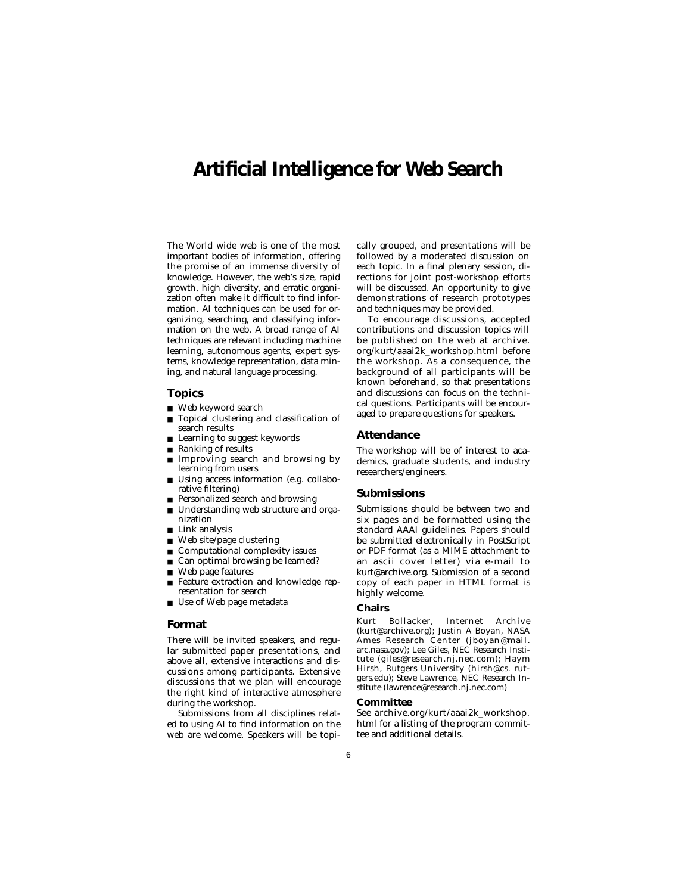# Artificial Intelligence for Web Search

The World wide web is one of the most important bodies of information, offering the promise of an immense diversity of knowledge. However, the web's size, rapid growth, high diversity, and erratic organization often make it difficult to find information. AI techniques can be used for organizing, searching, and classifying information on the web. A broad range of AI techniques are relevant including machine learning, autonomous agents, expert systems, knowledge representation, data mining, and natural language processing.

## Topics

- Web keyword search
- Topical clustering and classification of search results
- Learning to suggest keywords
- Ranking of results
- Improving search and browsing by learning from users
- Using access information (e.g. collaborative filtering)
- Personalized search and browsing
- Understanding web structure and organization
- Link analysis
- Web site/page clustering
- Computational complexity issues
- Can optimal browsing be learned?
- Web page features
- Feature extraction and knowledge representation for search
- Use of Web page metadata

## Format

There will be invited speakers, and regular submitted paper presentations, and above all, extensive interactions and discussions among participants. Extensive discussions that we plan will encourage the right kind of interactive atmosphere during the workshop.

Submissions from all disciplines related to using AI to find information on the web are welcome. Speakers will be topically grouped, and presentations will be followed by a moderated discussion on each topic. In a final plenary session, directions for joint post-workshop efforts will be discussed. An opportunity to give demonstrations of research prototypes and techniques may be provided.

To encourage discussions, accepted contributions and discussion topics will be published on the web at archive.org/kurt/aaai2k_workshop.html before the workshop. As a consequence, the background of all participants will be known beforehand, so that presentations and discussions can focus on the technical questions. Participants will be encouraged to prepare questions for speakers.

## Attendance

The workshop will be of interest to academics, graduate students, and industry researchers/engineers.

## Submissions

Submissions should be between two and six pages and be formatted using the standard AAAI guidelines. Papers should be submitted electronically in PostScript or PDF format (as a MIME attachment to an ascii cover letter) via e-mail to kurt@archive.org. Submission of a second copy of each paper in HTML format is highly welcome.

### Chairs

Kurt Bollacker, Internet Archive (kurt@archive.org); Justin A Boyan, NASA Ames Research Center (jboyan@mail.arc.nasa.gov); Lee Giles, NEC Research Institute (giles@research.nj.nec.com); Haym Hirsh, Rutgers University (hirsh@cs.rutgers.edu); Steve Lawrence, NEC Research Institute (lawrence@research.nj.nec.com)

### Committee

See archive.org/kurt/aaai2k_workshop.html for a listing of the program committee and additional details.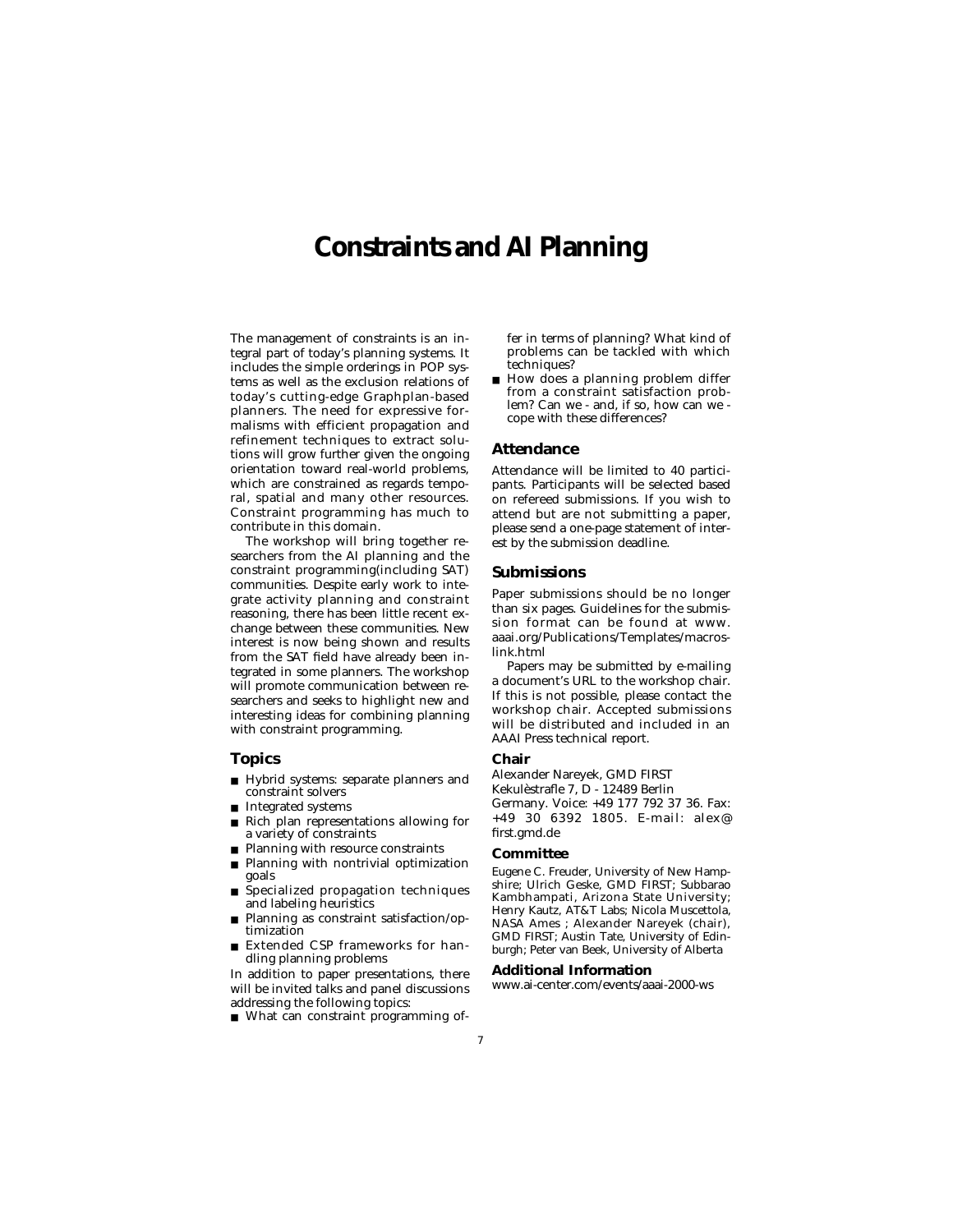# Constraints and AI Planning

The management of constraints is an integral part of today's planning systems. It includes the simple orderings in POP systems as well as the exclusion relations of today's cutting-edge Graphplan-based planners. The need for expressive formalisms with efficient propagation and refinement techniques to extract solutions will grow further given the ongoing orientation toward real-world problems, which are constrained as regards temporal, spatial and many other resources. Constraint programming has much to contribute in this domain.

The workshop will bring together researchers from the AI planning and the constraint programming(including SAT) communities. Despite early work to integrate activity planning and constraint reasoning, there has been little recent exchange between these communities. New interest is now being shown and results from the SAT field have already been integrated in some planners. The workshop will promote communication between researchers and seeks to highlight new and interesting ideas for combining planning with constraint programming.

## Topics

- Hybrid systems: separate planners and constraint solvers
- Integrated systems
- Rich plan representations allowing for a variety of constraints
- Planning with resource constraints
- Planning with nontrivial optimization goals
- Specialized propagation techniques and labeling heuristics
- Planning as constraint satisfaction/optimization
- Extended CSP frameworks for handling planning problems

In addition to paper presentations, there will be invited talks and panel discussions addressing the following topics:

- What can constraint programming offer in terms of planning? What kind of problems can be tackled with which techniques?
- How does a planning problem differ from a constraint satisfaction problem? Can we - and, if so, how can we - cope with these differences?

## Attendance

Attendance will be limited to 40 participants. Participants will be selected based on refereed submissions. If you wish to attend but are not submitting a paper, please send a one-page statement of interest by the submission deadline.

## Submissions

Paper submissions should be no longer than six pages. Guidelines for the submission format can be found at www.aaai.org/Publications/Templates/macros-link.html

Papers may be submitted by e-mailing a document's URL to the workshop chair. If this is not possible, please contact the workshop chair. Accepted submissions will be distributed and included in an AAAI Press technical report.

### Chair

Alexander Nareyek, GMD FIRST
Kekulèstrafle 7, D - 12489 Berlin
Germany. Voice: +49 177 792 37 36. Fax: +49 30 6392 1805. E-mail: alex@first.gmd.de

### Committee

Eugene C. Freuder, University of New Hampshire; Ulrich Geske, GMD FIRST; Subbarao Kambhampati, Arizona State University; Henry Kautz, AT&T Labs; Nicola Muscettola, NASA Ames ; Alexander Nareyek (chair), GMD FIRST; Austin Tate, University of Edinburgh; Peter van Beek, University of Alberta

### Additional Information

www.ai-center.com/events/aaai-2000-ws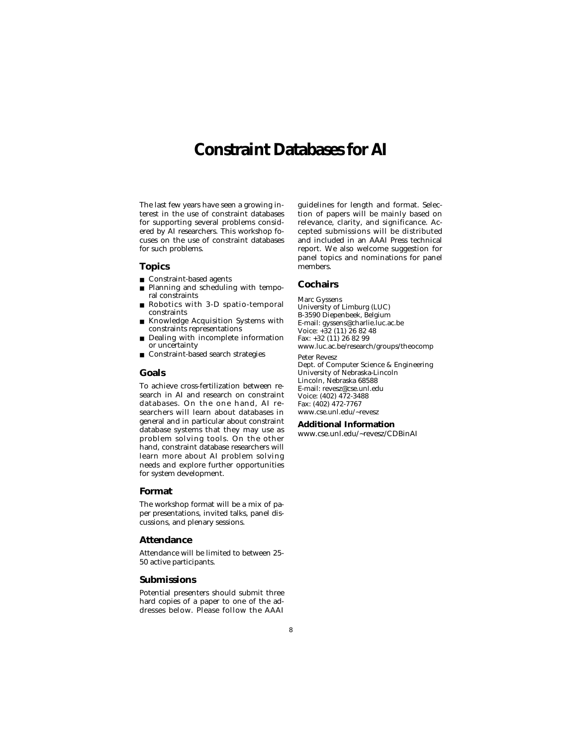# Constraint Databases for AI

The last few years have seen a growing interest in the use of constraint databases for supporting several problems considered by AI researchers. This workshop focuses on the use of constraint databases for such problems.

## Topics

- Constraint-based agents
- Planning and scheduling with temporal constraints
- Robotics with 3-D spatio-temporal constraints
- Knowledge Acquisition Systems with constraints representations
- Dealing with incomplete information or uncertainty
- Constraint-based search strategies

## Goals

To achieve cross-fertilization between research in AI and research on constraint databases. On the one hand, AI researchers will learn about databases in general and in particular about constraint database systems that they may use as problem solving tools. On the other hand, constraint database researchers will learn more about AI problem solving needs and explore further opportunities for system development.

## Format

The workshop format will be a mix of paper presentations, invited talks, panel discussions, and plenary sessions.

## Attendance

Attendance will be limited to between 25-50 active participants.

## Submissions

Potential presenters should submit three hard copies of a paper to one of the addresses below. Please follow the AAAI guidelines for length and format. Selection of papers will be mainly based on relevance, clarity, and significance. Accepted submissions will be distributed and included in an AAAI Press technical report. We also welcome suggestion for panel topics and nominations for panel members.

## Cochairs

Marc Gyssens
University of Limburg (LUC)
B-3590 Diepenbeek, Belgium
E-mail: gyssens@charlie.luc.ac.be
Voice: +32 (11) 26 82 48
Fax: +32 (11) 26 82 99
www.luc.ac.be/research/groups/theocomp

Peter Revesz
Dept. of Computer Science & Engineering
University of Nebraska-Lincoln
Lincoln, Nebraska 68588
E-mail: revesz@cse.unl.edu
Voice: (402) 472-3488
Fax: (402) 472-7767
www.cse.unl.edu/~revesz

### Additional Information

www.cse.unl.edu/~revesz/CDBinAI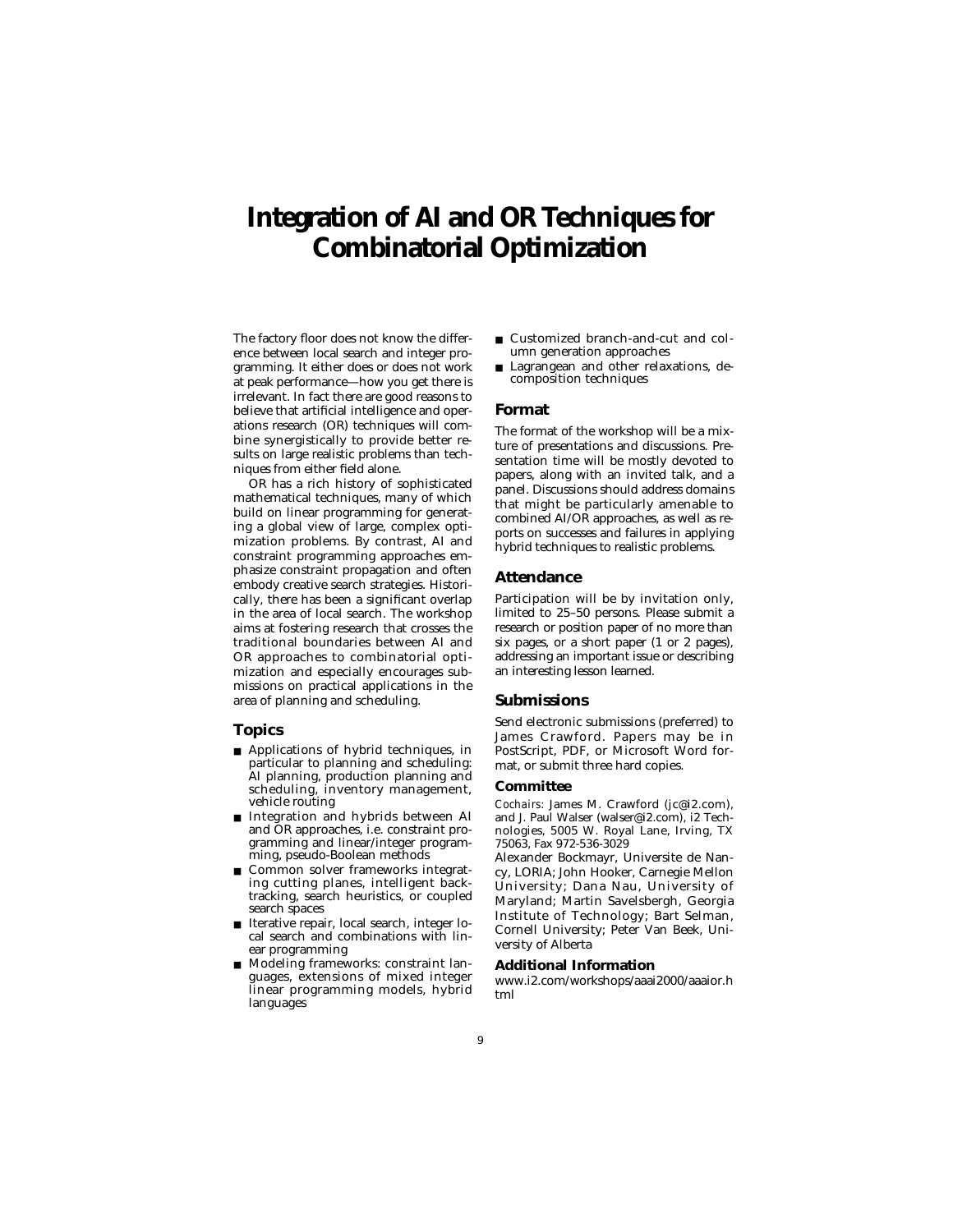# Integration of AI and OR Techniques for Combinatorial Optimization

The factory floor does not know the difference between local search and integer programming. It either does or does not work at peak performance—how you get there is irrelevant. In fact there are good reasons to believe that artificial intelligence and operations research (OR) techniques will combine synergistically to provide better results on large realistic problems than techniques from either field alone.

OR has a rich history of sophisticated mathematical techniques, many of which build on linear programming for generating a global view of large, complex optimization problems. By contrast, AI and constraint programming approaches emphasize constraint propagation and often embody creative search strategies. Historically, there has been a significant overlap in the area of local search. The workshop aims at fostering research that crosses the traditional boundaries between AI and OR approaches to combinatorial optimization and especially encourages submissions on practical applications in the area of planning and scheduling.

## Topics

- Applications of hybrid techniques, in particular to planning and scheduling: AI planning, production planning and scheduling, inventory management, vehicle routing
- Integration and hybrids between AI and OR approaches, i.e. constraint programming and linear/integer programming, pseudo-Boolean methods
- Common solver frameworks integrating cutting planes, intelligent backtracking, search heuristics, or coupled search spaces
- Iterative repair, local search, integer local search and combinations with linear programming
- Modeling frameworks: constraint languages, extensions of mixed integer linear programming models, hybrid languages
- Customized branch-and-cut and column generation approaches
- Lagrangean and other relaxations, decomposition techniques

## Format

The format of the workshop will be a mixture of presentations and discussions. Presentation time will be mostly devoted to papers, along with an invited talk, and a panel. Discussions should address domains that might be particularly amenable to combined AI/OR approaches, as well as reports on successes and failures in applying hybrid techniques to realistic problems.

## Attendance

Participation will be by invitation only, limited to 25–50 persons. Please submit a research or position paper of no more than six pages, or a short paper (1 or 2 pages), addressing an important issue or describing an interesting lesson learned.

## Submissions

Send electronic submissions (preferred) to James Crawford. Papers may be in PostScript, PDF, or Microsoft Word format, or submit three hard copies.

### Committee

*Cochairs:* James M. Crawford (jc@i2.com), and J. Paul Walser (walser@i2.com), i2 Technologies, 5005 W. Royal Lane, Irving, TX 75063, Fax 972-536-3029

Alexander Bockmayr, Universite de Nancy, LORIA; John Hooker, Carnegie Mellon University; Dana Nau, University of Maryland; Martin Savelsbergh, Georgia Institute of Technology; Bart Selman, Cornell University; Peter Van Beek, University of Alberta

### Additional Information

www.i2.com/workshops/aaai2000/aaaior.html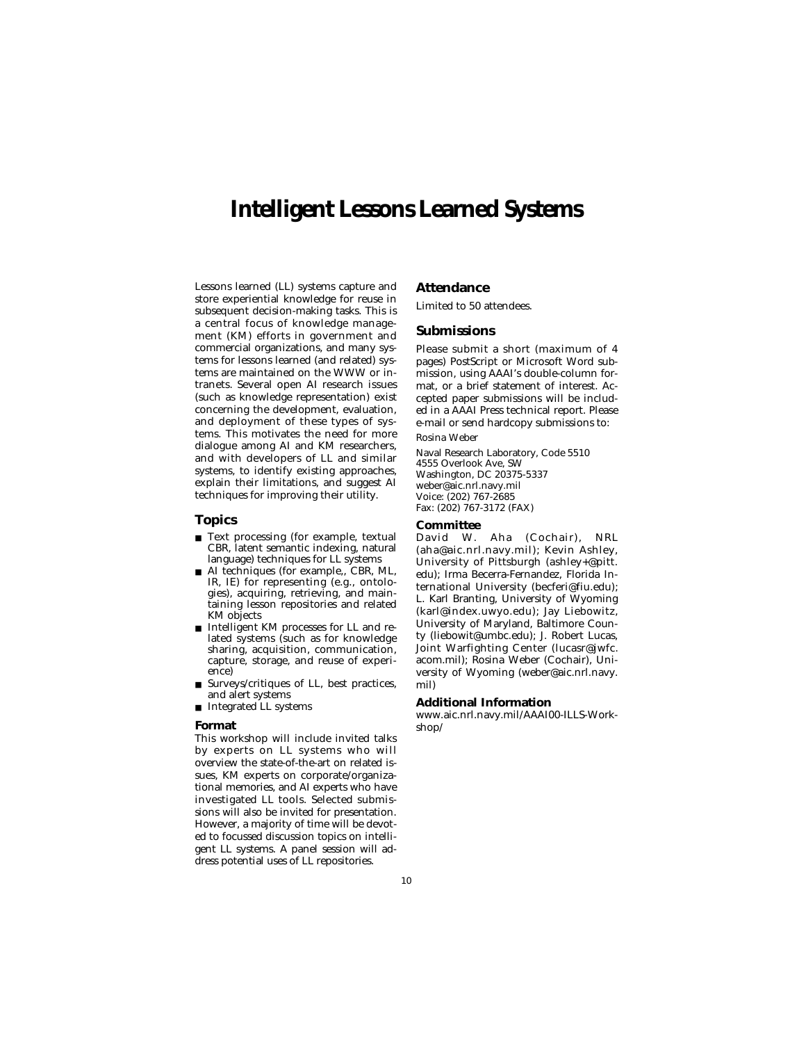# Intelligent Lessons Learned Systems

Lessons learned (LL) systems capture and store experiential knowledge for reuse in subsequent decision-making tasks. This is a central focus of knowledge management (KM) efforts in government and commercial organizations, and many systems for lessons learned (and related) systems are maintained on the WWW or intranets. Several open AI research issues (such as knowledge representation) exist concerning the development, evaluation, and deployment of these types of systems. This motivates the need for more dialogue among AI and KM researchers, and with developers of LL and similar systems, to identify existing approaches, explain their limitations, and suggest AI techniques for improving their utility.

## Topics

- Text processing (for example, textual CBR, latent semantic indexing, natural language) techniques for LL systems
- AI techniques (for example,, CBR, ML, IR, IE) for representing (e.g., ontologies), acquiring, retrieving, and maintaining lesson repositories and related KM objects
- Intelligent KM processes for LL and related systems (such as for knowledge sharing, acquisition, communication, capture, storage, and reuse of experience)
- Surveys/critiques of LL, best practices, and alert systems
- Integrated LL systems

### Format

This workshop will include invited talks by experts on LL systems who will overview the state-of-the-art on related issues, KM experts on corporate/organizational memories, and AI experts who have investigated LL tools. Selected submissions will also be invited for presentation. However, a majority of time will be devoted to focussed discussion topics on intelligent LL systems. A panel session will address potential uses of LL repositories.

## Attendance

Limited to 50 attendees.

## Submissions

Please submit a short (maximum of 4 pages) PostScript or Microsoft Word submission, using AAAI's double-column format, or a brief statement of interest. Accepted paper submissions will be included in a AAAI Press technical report. Please e-mail or send hardcopy submissions to:

Rosina Weber

Naval Research Laboratory, Code 5510
4555 Overlook Ave, SW
Washington, DC 20375-5337
weber@aic.nrl.navy.mil
Voice: (202) 767-2685
Fax: (202) 767-3172 (FAX)

### Committee

David W. Aha (Cochair), NRL (aha@aic.nrl.navy.mil); Kevin Ashley, University of Pittsburgh (ashley+@pitt.edu); Irma Becerra-Fernandez, Florida International University (becferi@fiu.edu); L. Karl Branting, University of Wyoming (karl@index.uwyo.edu); Jay Liebowitz, University of Maryland, Baltimore County (liebowit@umbc.edu); J. Robert Lucas, Joint Warfighting Center (lucasr@jwfc.acom.mil); Rosina Weber (Cochair), University of Wyoming (weber@aic.nrl.navy.mil)

### Additional Information

www.aic.nrl.navy.mil/AAAI00-ILLS-Workshop/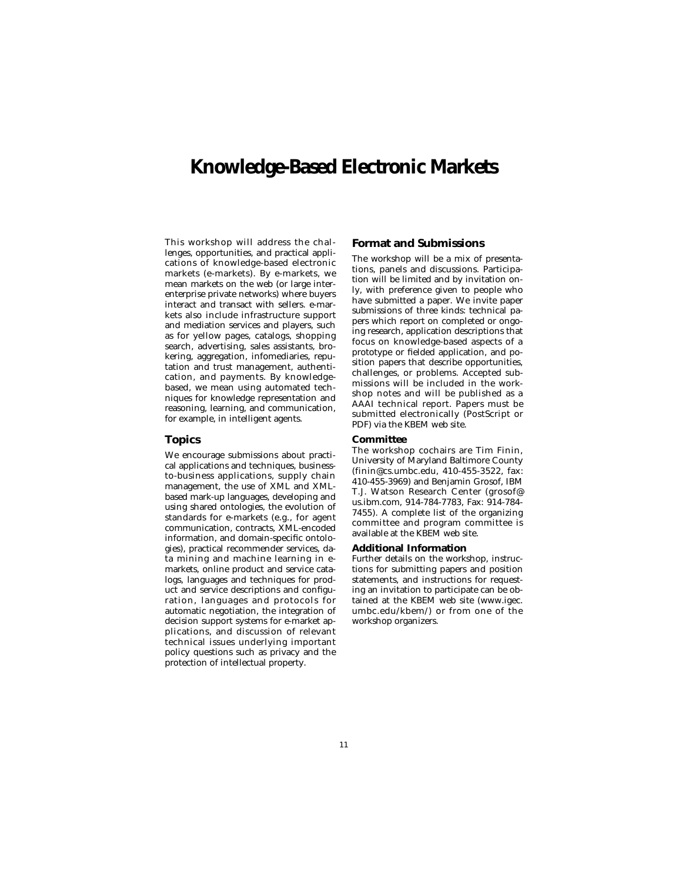# Knowledge-Based Electronic Markets

This workshop will address the challenges, opportunities, and practical applications of knowledge-based electronic markets (e-markets). By e-markets, we mean markets on the web (or large inter-enterprise private networks) where buyers interact and transact with sellers. e-markets also include infrastructure support and mediation services and players, such as for yellow pages, catalogs, shopping search, advertising, sales assistants, brokering, aggregation, infomediaries, reputation and trust management, authentication, and payments. By knowledge-based, we mean using automated techniques for knowledge representation and reasoning, learning, and communication, for example, in intelligent agents.

## Topics

We encourage submissions about practical applications and techniques, business-to-business applications, supply chain management, the use of XML and XML-based mark-up languages, developing and using shared ontologies, the evolution of standards for e-markets (e.g., for agent communication, contracts, XML-encoded information, and domain-specific ontologies), practical recommender services, data mining and machine learning in e-markets, online product and service catalogs, languages and techniques for product and service descriptions and configuration, languages and protocols for automatic negotiation, the integration of decision support systems for e-market applications, and discussion of relevant technical issues underlying important policy questions such as privacy and the protection of intellectual property.

## Format and Submissions

The workshop will be a mix of presentations, panels and discussions. Participation will be limited and by invitation only, with preference given to people who have submitted a paper. We invite paper submissions of three kinds: technical papers which report on completed or ongoing research, application descriptions that focus on knowledge-based aspects of a prototype or fielded application, and position papers that describe opportunities, challenges, or problems. Accepted submissions will be included in the workshop notes and will be published as a AAAI technical report. Papers must be submitted electronically (PostScript or PDF) via the KBEM web site.

### Committee

The workshop cochairs are Tim Finin, University of Maryland Baltimore County (finin@cs.umbc.edu, 410-455-3522, fax: 410-455-3969) and Benjamin Grosof, IBM T.J. Watson Research Center (grosof@us.ibm.com, 914-784-7783, Fax: 914-784-7455). A complete list of the organizing committee and program committee is available at the KBEM web site.

### Additional Information

Further details on the workshop, instructions for submitting papers and position statements, and instructions for requesting an invitation to participate can be obtained at the KBEM web site (www.igec.umbc.edu/kbem/) or from one of the workshop organizers.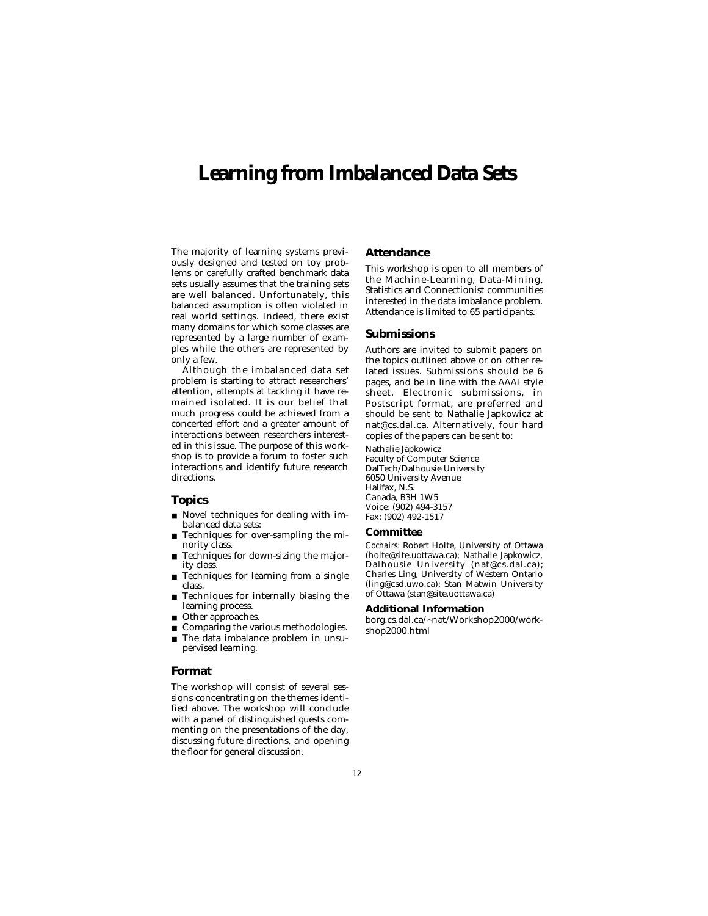# Learning from Imbalanced Data Sets

The majority of learning systems previously designed and tested on toy problems or carefully crafted benchmark data sets usually assumes that the training sets are well balanced. Unfortunately, this balanced assumption is often violated in real world settings. Indeed, there exist many domains for which some classes are represented by a large number of examples while the others are represented by only a few.

Although the imbalanced data set problem is starting to attract researchers' attention, attempts at tackling it have remained isolated. It is our belief that much progress could be achieved from a concerted effort and a greater amount of interactions between researchers interested in this issue. The purpose of this workshop is to provide a forum to foster such interactions and identify future research directions.

## Topics

- Novel techniques for dealing with imbalanced data sets:
- Techniques for over-sampling the minority class.
- Techniques for down-sizing the majority class.
- Techniques for learning from a single class.
- Techniques for internally biasing the learning process.
- Other approaches.
- Comparing the various methodologies.
- The data imbalance problem in unsupervised learning.

## Format

The workshop will consist of several sessions concentrating on the themes identified above. The workshop will conclude with a panel of distinguished guests commenting on the presentations of the day, discussing future directions, and opening the floor for general discussion.

## Attendance

This workshop is open to all members of the Machine-Learning, Data-Mining, Statistics and Connectionist communities interested in the data imbalance problem. Attendance is limited to 65 participants.

## Submissions

Authors are invited to submit papers on the topics outlined above or on other related issues. Submissions should be 6 pages, and be in line with the AAAI style sheet. Electronic submissions, in Postscript format, are preferred and should be sent to Nathalie Japkowicz at nat@cs.dal.ca. Alternatively, four hard copies of the papers can be sent to:

Nathalie Japkowicz
Faculty of Computer Science
DalTech/Dalhousie University
6050 University Avenue
Halifax, N.S.
Canada, B3H 1W5
Voice: (902) 494-3157
Fax: (902) 492-1517

### Committee

*Cochairs:* Robert Holte, University of Ottawa (holte@site.uottawa.ca); Nathalie Japkowicz, Dalhousie University (nat@cs.dal.ca); Charles Ling, University of Western Ontario (ling@csd.uwo.ca); Stan Matwin University of Ottawa (stan@site.uottawa.ca)

### Additional Information

borg.cs.dal.ca/~nat/Workshop2000/workshop2000.html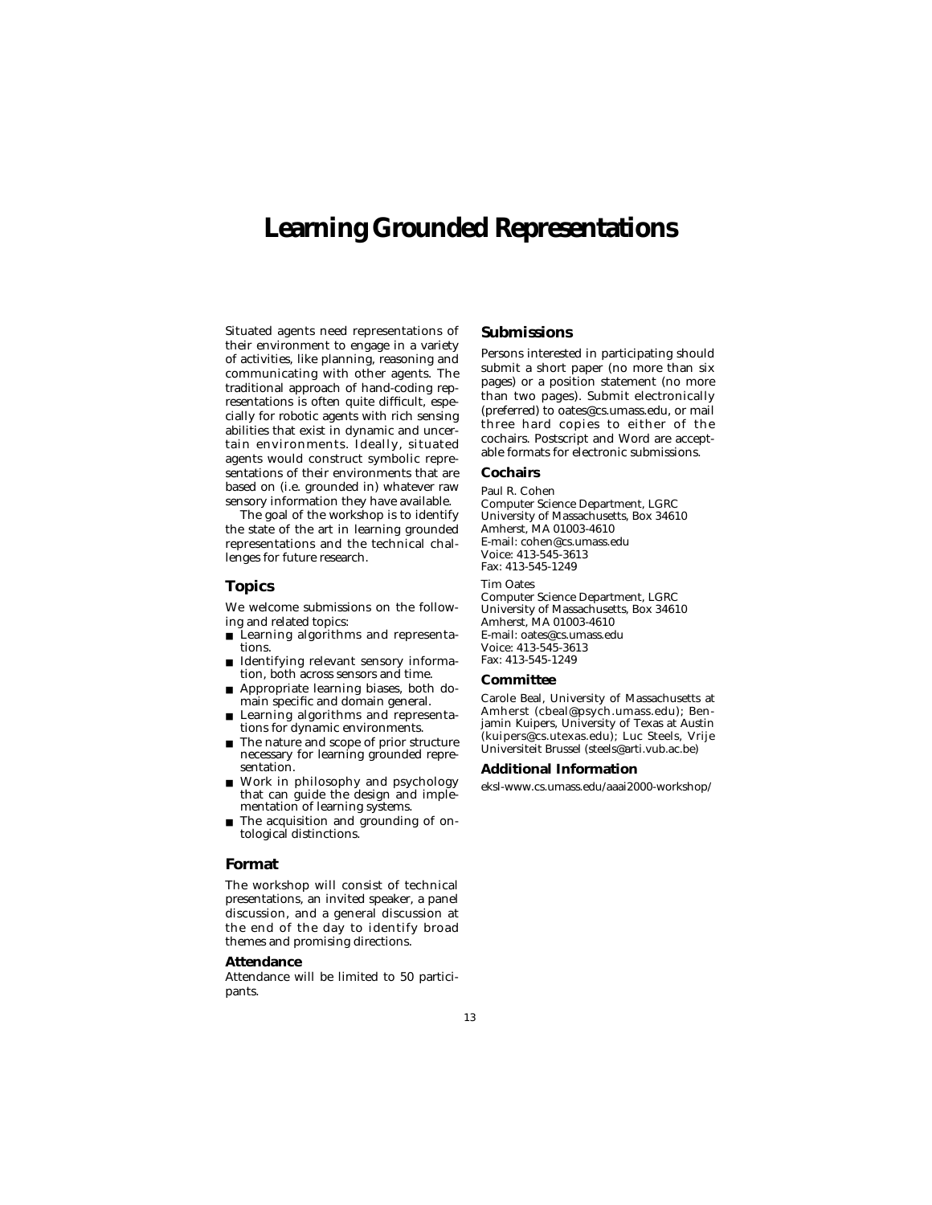# Learning Grounded Representations

Situated agents need representations of their environment to engage in a variety of activities, like planning, reasoning and communicating with other agents. The traditional approach of hand-coding representations is often quite difficult, especially for robotic agents with rich sensing abilities that exist in dynamic and uncertain environments. Ideally, situated agents would construct symbolic representations of their environments that are based on (i.e. grounded in) whatever raw sensory information they have available.

The goal of the workshop is to identify the state of the art in learning grounded representations and the technical challenges for future research.

## Topics

We welcome submissions on the following and related topics:

- Learning algorithms and representations.
- Identifying relevant sensory information, both across sensors and time.
- Appropriate learning biases, both domain specific and domain general.
- Learning algorithms and representations for dynamic environments.
- The nature and scope of prior structure necessary for learning grounded representation.
- Work in philosophy and psychology that can guide the design and implementation of learning systems.
- The acquisition and grounding of ontological distinctions.

## Format

The workshop will consist of technical presentations, an invited speaker, a panel discussion, and a general discussion at the end of the day to identify broad themes and promising directions.

### Attendance

Attendance will be limited to 50 participants.

## Submissions

Persons interested in participating should submit a short paper (no more than six pages) or a position statement (no more than two pages). Submit electronically (preferred) to oates@cs.umass.edu, or mail three hard copies to either of the cochairs. Postscript and Word are acceptable formats for electronic submissions.

### Cochairs

Paul R. Cohen
Computer Science Department, LGRC
University of Massachusetts, Box 34610
Amherst, MA 01003-4610
E-mail: cohen@cs.umass.edu
Voice: 413-545-3613
Fax: 413-545-1249

Tim Oates
Computer Science Department, LGRC
University of Massachusetts, Box 34610
Amherst, MA 01003-4610
E-mail: oates@cs.umass.edu
Voice: 413-545-3613
Fax: 413-545-1249

### Committee

Carole Beal, University of Massachusetts at Amherst (cbeal@psych.umass.edu); Benjamin Kuipers, University of Texas at Austin (kuipers@cs.utexas.edu); Luc Steels, Vrije Universiteit Brussel (steels@arti.vub.ac.be)

### Additional Information

eksl-www.cs.umass.edu/aaai2000-workshop/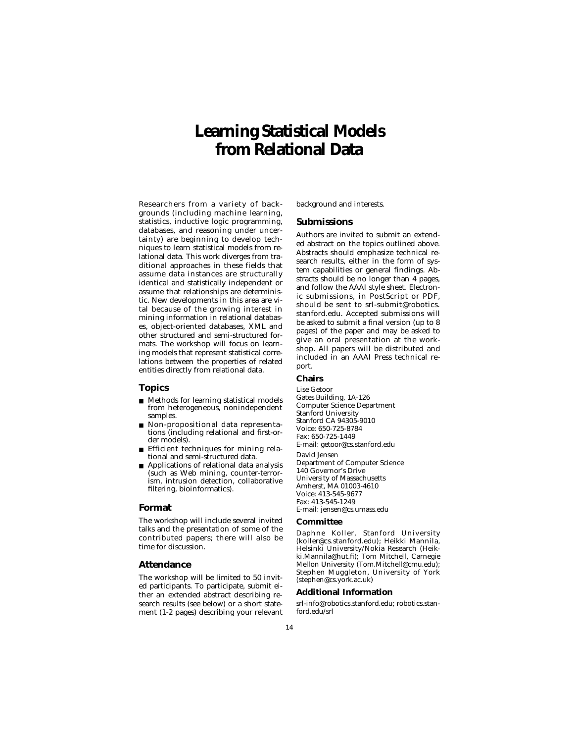# Learning Statistical Models from Relational Data

Researchers from a variety of backgrounds (including machine learning, statistics, inductive logic programming, databases, and reasoning under uncertainty) are beginning to develop techniques to learn statistical models from relational data. This work diverges from traditional approaches in these fields that assume data instances are structurally identical and statistically independent or assume that relationships are deterministic. New developments in this area are vital because of the growing interest in mining information in relational databases, object-oriented databases, XML and other structured and semi-structured formats. The workshop will focus on learning models that represent statistical correlations between the properties of related entities directly from relational data.

## Topics

- Methods for learning statistical models from heterogeneous, nonindependent samples.
- Non-propositional data representations (including relational and first-order models).
- Efficient techniques for mining relational and semi-structured data.
- Applications of relational data analysis (such as Web mining, counter-terrorism, intrusion detection, collaborative filtering, bioinformatics).

## Format

The workshop will include several invited talks and the presentation of some of the contributed papers; there will also be time for discussion.

## Attendance

The workshop will be limited to 50 invited participants. To participate, submit either an extended abstract describing research results (see below) or a short statement (1-2 pages) describing your relevant background and interests.

## Submissions

Authors are invited to submit an extended abstract on the topics outlined above. Abstracts should emphasize technical research results, either in the form of system capabilities or general findings. Abstracts should be no longer than 4 pages, and follow the AAAI style sheet. Electronic submissions, in PostScript or PDF, should be sent to srl-submit@robotics.stanford.edu. Accepted submissions will be asked to submit a final version (up to 8 pages) of the paper and may be asked to give an oral presentation at the workshop. All papers will be distributed and included in an AAAI Press technical report.

## Chairs

Lise Getoor
Gates Building, 1A-126
Computer Science Department
Stanford University
Stanford CA 94305-9010
Voice: 650-725-8784
Fax: 650-725-1449
E-mail: getoor@cs.stanford.edu

David Jensen
Department of Computer Science
140 Governor's Drive
University of Massachusetts
Amherst, MA 01003-4610
Voice: 413-545-9677
Fax: 413-545-1249
E-mail: jensen@cs.umass.edu

### Committee

Daphne Koller, Stanford University (koller@cs.stanford.edu); Heikki Mannila, Helsinki University/Nokia Research (Heikki.Mannila@hut.fi); Tom Mitchell, Carnegie Mellon University (Tom.Mitchell@cmu.edu); Stephen Muggleton, University of York (stephen@cs.york.ac.uk)

### Additional Information

srl-info@robotics.stanford.edu; robotics.stanford.edu/srl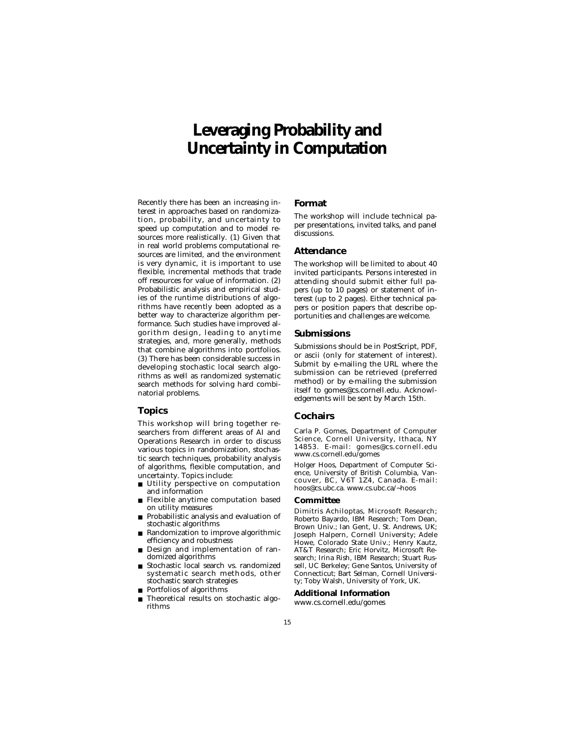# Leveraging Probability and Uncertainty in Computation

Recently there has been an increasing interest in approaches based on randomization, probability, and uncertainty to speed up computation and to model resources more realistically. (1) Given that in real world problems computational resources are limited, and the environment is very dynamic, it is important to use flexible, incremental methods that trade off resources for value of information. (2) Probabilistic analysis and empirical studies of the runtime distributions of algorithms have recently been adopted as a better way to characterize algorithm performance. Such studies have improved algorithm design, leading to anytime strategies, and, more generally, methods that combine algorithms into portfolios. (3) There has been considerable success in developing stochastic local search algorithms as well as randomized systematic search methods for solving hard combinatorial problems.

## Topics

This workshop will bring together researchers from different areas of AI and Operations Research in order to discuss various topics in randomization, stochastic search techniques, probability analysis of algorithms, flexible computation, and uncertainty. Topics include:

- Utility perspective on computation and information
- Flexible anytime computation based on utility measures
- Probabilistic analysis and evaluation of stochastic algorithms
- Randomization to improve algorithmic efficiency and robustness
- Design and implementation of randomized algorithms
- Stochastic local search vs. randomized systematic search methods, other stochastic search strategies
- Portfolios of algorithms
- Theoretical results on stochastic algorithms

## Format

The workshop will include technical paper presentations, invited talks, and panel discussions.

## Attendance

The workshop will be limited to about 40 invited participants. Persons interested in attending should submit either full papers (up to 10 pages) or statement of interest (up to 2 pages). Either technical papers or position papers that describe opportunities and challenges are welcome.

## Submissions

Submissions should be in PostScript, PDF, or ascii (only for statement of interest). Submit by e-mailing the URL where the submission can be retrieved (preferred method) or by e-mailing the submission itself to gomes@cs.cornell.edu. Acknowledgements will be sent by March 15th.

## Cochairs

Carla P. Gomes, Department of Computer Science, Cornell University, Ithaca, NY 14853. E-mail: gomes@cs.cornell.edu www.cs.cornell.edu/gomes

Holger Hoos, Department of Computer Science, University of British Columbia, Vancouver, BC, V6T 1Z4, Canada. E-mail: hoos@cs.ubc.ca. www.cs.ubc.ca/~hoos

### Committee

Dimitris Achiloptas, Microsoft Research; Roberto Bayardo, IBM Research; Tom Dean, Brown Univ.; Ian Gent, U. St. Andrews, UK; Joseph Halpern, Cornell University; Adele Howe, Colorado State Univ.; Henry Kautz, AT&T Research; Eric Horvitz, Microsoft Research; Irina Rish, IBM Research; Stuart Russell, UC Berkeley; Gene Santos, University of Connecticut; Bart Selman, Cornell University; Toby Walsh, University of York, UK.

### Additional Information

www.cs.cornell.edu/gomes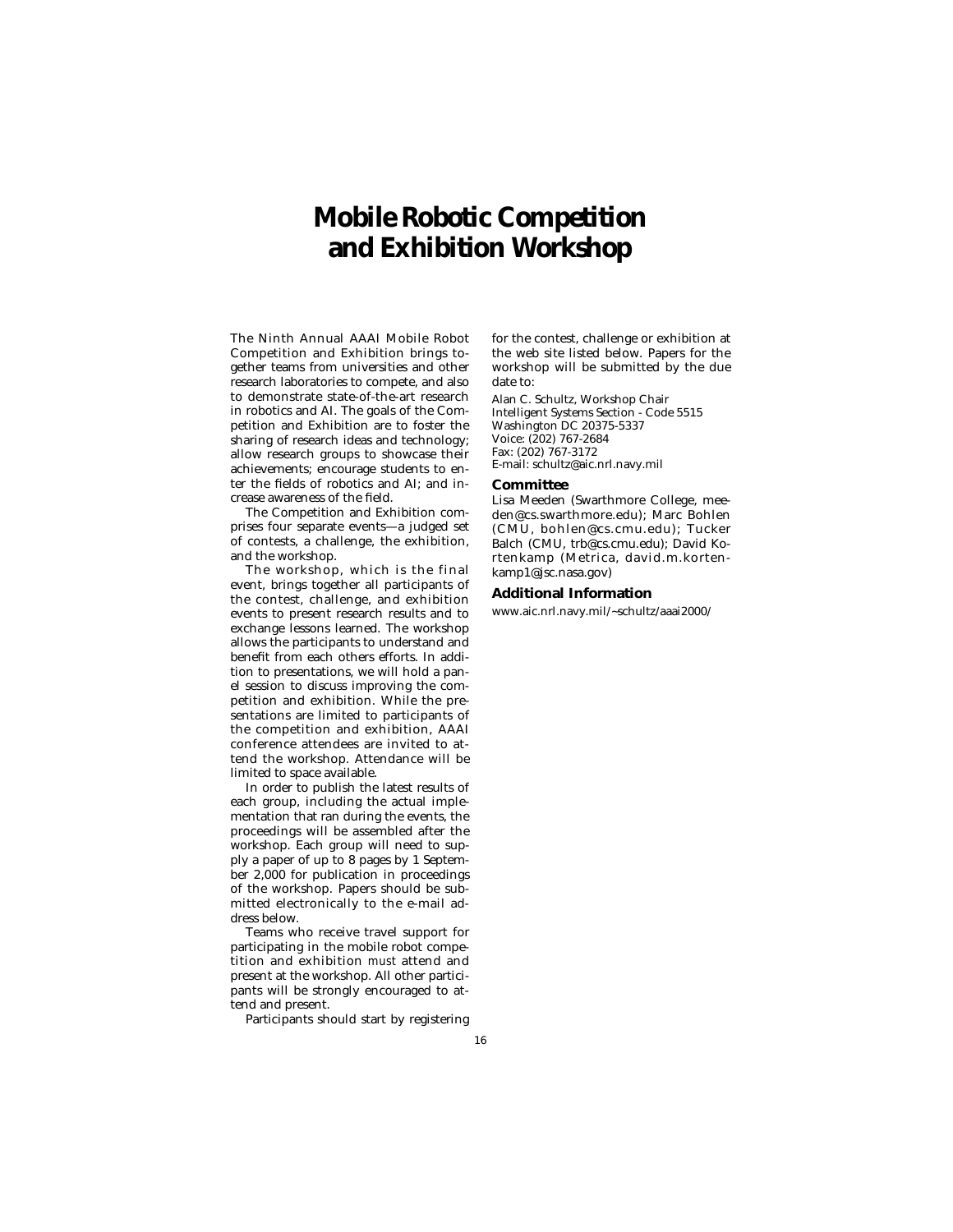# Mobile Robotic Competition and Exhibition Workshop

The Ninth Annual AAAI Mobile Robot Competition and Exhibition brings together teams from universities and other research laboratories to compete, and also to demonstrate state-of-the-art research in robotics and AI. The goals of the Competition and Exhibition are to foster the sharing of research ideas and technology; allow research groups to showcase their achievements; encourage students to enter the fields of robotics and AI; and increase awareness of the field.

The Competition and Exhibition comprises four separate events—a judged set of contests, a challenge, the exhibition, and the workshop.

The workshop, which is the final event, brings together all participants of the contest, challenge, and exhibition events to present research results and to exchange lessons learned. The workshop allows the participants to understand and benefit from each others efforts. In addition to presentations, we will hold a panel session to discuss improving the competition and exhibition. While the presentations are limited to participants of the competition and exhibition, AAAI conference attendees are invited to attend the workshop. Attendance will be limited to space available.

In order to publish the latest results of each group, including the actual implementation that ran during the events, the proceedings will be assembled after the workshop. Each group will need to supply a paper of up to 8 pages by 1 September 2,000 for publication in proceedings of the workshop. Papers should be submitted electronically to the e-mail address below.

Teams who receive travel support for participating in the mobile robot competition and exhibition *must* attend and present at the workshop. All other participants will be strongly encouraged to attend and present.

Participants should start by registering for the contest, challenge or exhibition at the web site listed below. Papers for the workshop will be submitted by the due date to:

Alan C. Schultz, Workshop Chair
Intelligent Systems Section - Code 5515
Washington DC 20375-5337
Voice: (202) 767-2684
Fax: (202) 767-3172
E-mail: schultz@aic.nrl.navy.mil

### Committee

Lisa Meeden (Swarthmore College, meeden@cs.swarthmore.edu); Marc Bohlen (CMU, bohlen@cs.cmu.edu); Tucker Balch (CMU, trb@cs.cmu.edu); David Kortenkamp (Metrica, david.m.kortenkamp1@jsc.nasa.gov)

### Additional Information

www.aic.nrl.navy.mil/~schultz/aaai2000/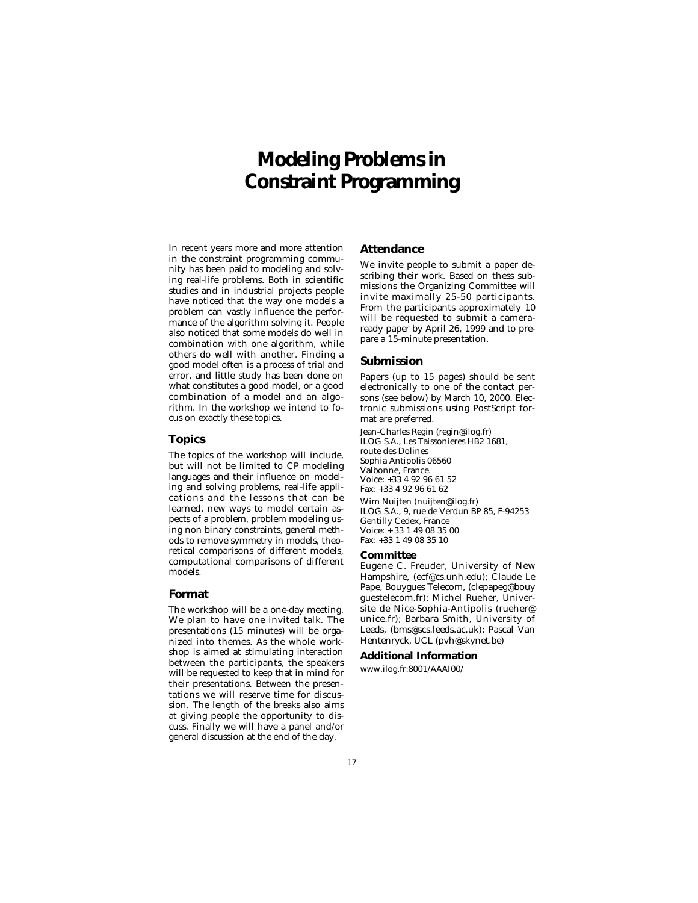# Modeling Problems in Constraint Programming

In recent years more and more attention in the constraint programming community has been paid to modeling and solving real-life problems. Both in scientific studies and in industrial projects people have noticed that the way one models a problem can vastly influence the performance of the algorithm solving it. People also noticed that some models do well in combination with one algorithm, while others do well with another. Finding a good model often is a process of trial and error, and little study has been done on what constitutes a good model, or a good combination of a model and an algorithm. In the workshop we intend to focus on exactly these topics.

## Topics

The topics of the workshop will include, but will not be limited to CP modeling languages and their influence on modeling and solving problems, real-life applications and the lessons that can be learned, new ways to model certain aspects of a problem, problem modeling using non binary constraints, general methods to remove symmetry in models, theoretical comparisons of different models, computational comparisons of different models.

## Format

The workshop will be a one-day meeting. We plan to have one invited talk. The presentations (15 minutes) will be organized into themes. As the whole workshop is aimed at stimulating interaction between the participants, the speakers will be requested to keep that in mind for their presentations. Between the presentations we will reserve time for discussion. The length of the breaks also aims at giving people the opportunity to discuss. Finally we will have a panel and/or general discussion at the end of the day.

## Attendance

We invite people to submit a paper describing their work. Based on thess submissions the Organizing Committee will invite maximally 25-50 participants. From the participants approximately 10 will be requested to submit a camera-ready paper by April 26, 1999 and to prepare a 15-minute presentation.

## Submission

Papers (up to 15 pages) should be sent electronically to one of the contact persons (see below) by March 10, 2000. Electronic submissions using PostScript format are preferred.

Jean-Charles Regin (regin@ilog.fr)
ILOG S.A., Les Taissonieres HB2 1681, route des Dolines
Sophia Antipolis 06560
Valbonne, France.
Voice: +33 4 92 96 61 52
Fax: +33 4 92 96 61 62

Wim Nuijten (nuijten@ilog.fr)
ILOG S.A., 9, rue de Verdun BP 85, F-94253
Gentilly Cedex, France
Voice: + 33 1 49 08 35 00
Fax: +33 1 49 08 35 10

### Committee

Eugene C. Freuder, University of New Hampshire, (ecf@cs.unh.edu); Claude Le Pape, Bouygues Telecom, (clepapeg@bouyguestelecom.fr); Michel Rueher, Universite de Nice-Sophia-Antipolis (rueher@unice.fr); Barbara Smith, University of Leeds, (bms@scs.leeds.ac.uk); Pascal Van Hentenryck, UCL (pvh@skynet.be)

### Additional Information

www.ilog.fr:8001/AAAI00/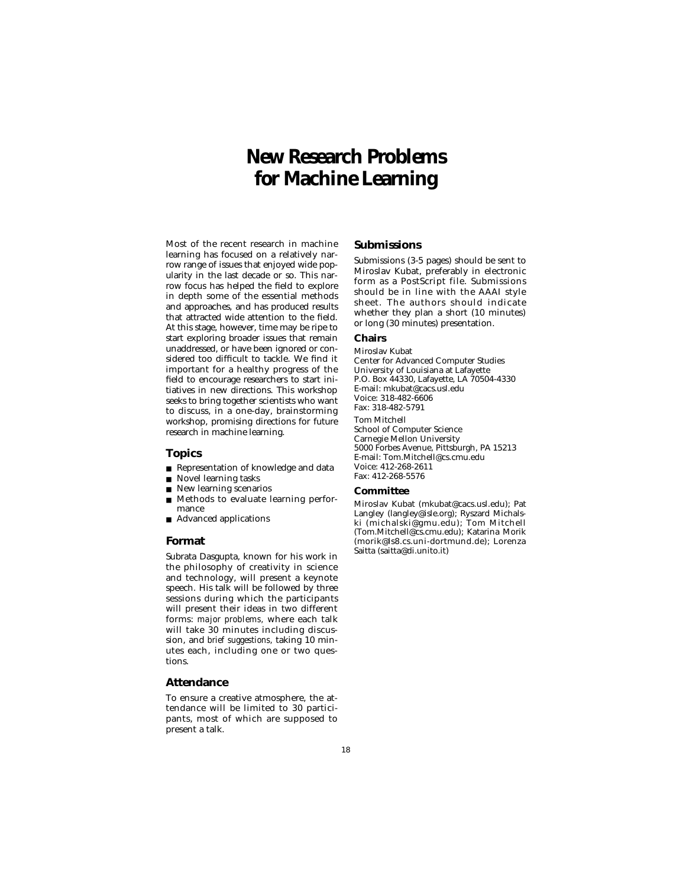# New Research Problems for Machine Learning

Most of the recent research in machine learning has focused on a relatively narrow range of issues that enjoyed wide popularity in the last decade or so. This narrow focus has helped the field to explore in depth some of the essential methods and approaches, and has produced results that attracted wide attention to the field. At this stage, however, time may be ripe to start exploring broader issues that remain unaddressed, or have been ignored or considered too difficult to tackle. We find it important for a healthy progress of the field to encourage researchers to start initiatives in new directions. This workshop seeks to bring together scientists who want to discuss, in a one-day, brainstorming workshop, promising directions for future research in machine learning.

## Topics

- Representation of knowledge and data
- Novel learning tasks
- New learning scenarios
- Methods to evaluate learning performance
- Advanced applications

## Format

Subrata Dasgupta, known for his work in the philosophy of creativity in science and technology, will present a keynote speech. His talk will be followed by three sessions during which the participants will present their ideas in two different forms: *major problems*, where each talk will take 30 minutes including discussion, and *brief suggestions*, taking 10 minutes each, including one or two questions.

## Attendance

To ensure a creative atmosphere, the attendance will be limited to 30 participants, most of which are supposed to present a talk.

## Submissions

Submissions (3-5 pages) should be sent to Miroslav Kubat, preferably in electronic form as a PostScript file. Submissions should be in line with the AAAI style sheet. The authors should indicate whether they plan a short (10 minutes) or long (30 minutes) presentation.

### Chairs

Miroslav Kubat
Center for Advanced Computer Studies
University of Louisiana at Lafayette
P.O. Box 44330, Lafayette, LA 70504-4330
E-mail: mkubat@cacs.usl.edu
Voice: 318-482-6606
Fax: 318-482-5791

Tom Mitchell
School of Computer Science
Carnegie Mellon University
5000 Forbes Avenue, Pittsburgh, PA 15213
E-mail: Tom.Mitchell@cs.cmu.edu
Voice: 412-268-2611
Fax: 412-268-5576

### Committee

Miroslav Kubat (mkubat@cacs.usl.edu); Pat Langley (langley@isle.org); Ryszard Michalski (michalski@gmu.edu); Tom Mitchell (Tom.Mitchell@cs.cmu.edu); Katarina Morik (morik@ls8.cs.uni-dortmund.de); Lorenza Saitta (saitta@di.unito.it)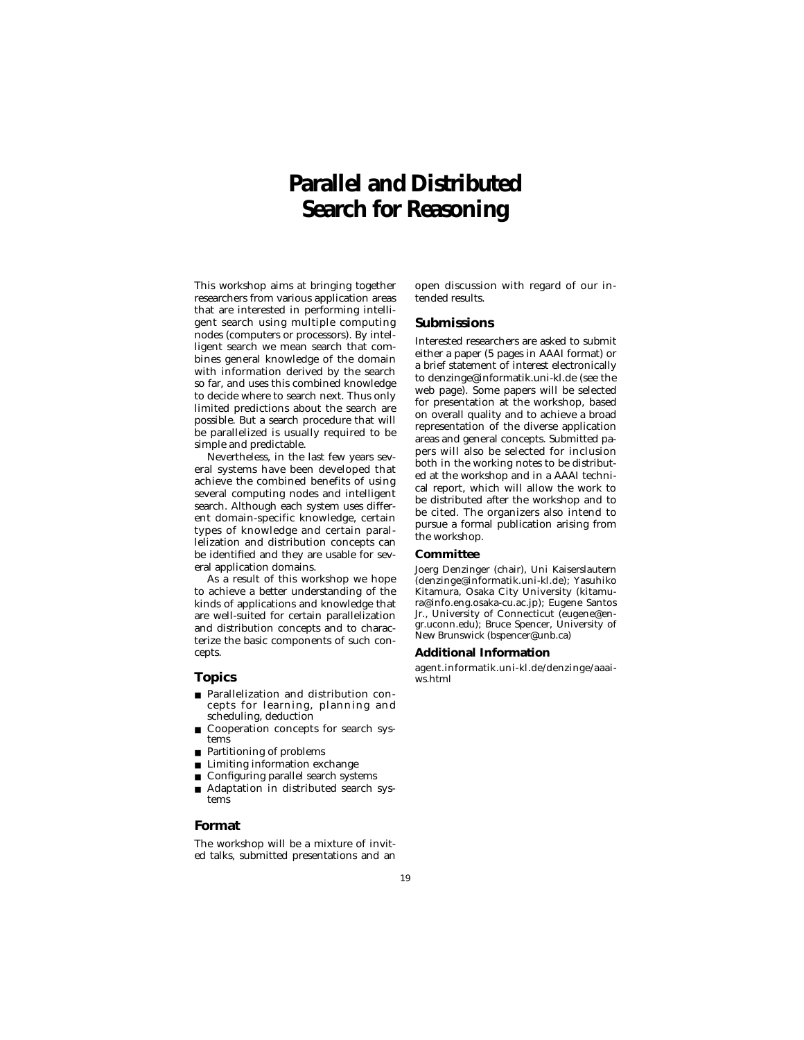# Parallel and Distributed Search for Reasoning

This workshop aims at bringing together researchers from various application areas that are interested in performing intelligent search using multiple computing nodes (computers or processors). By intelligent search we mean search that combines general knowledge of the domain with information derived by the search so far, and uses this combined knowledge to decide where to search next. Thus only limited predictions about the search are possible. But a search procedure that will be parallelized is usually required to be simple and predictable.

Nevertheless, in the last few years several systems have been developed that achieve the combined benefits of using several computing nodes and intelligent search. Although each system uses different domain-specific knowledge, certain types of knowledge and certain parallelization and distribution concepts can be identified and they are usable for several application domains.

As a result of this workshop we hope to achieve a better understanding of the kinds of applications and knowledge that are well-suited for certain parallelization and distribution concepts and to characterize the basic components of such concepts.

## Topics

- Parallelization and distribution concepts for learning, planning and scheduling, deduction
- Cooperation concepts for search systems
- Partitioning of problems
- Limiting information exchange
- Configuring parallel search systems
- Adaptation in distributed search systems

## Format

The workshop will be a mixture of invited talks, submitted presentations and an open discussion with regard of our intended results.

## Submissions

Interested researchers are asked to submit either a paper (5 pages in AAAI format) or a brief statement of interest electronically to denzinge@informatik.uni-kl.de (see the web page). Some papers will be selected for presentation at the workshop, based on overall quality and to achieve a broad representation of the diverse application areas and general concepts. Submitted papers will also be selected for inclusion both in the working notes to be distributed at the workshop and in a AAAI technical report, which will allow the work to be distributed after the workshop and to be cited. The organizers also intend to pursue a formal publication arising from the workshop.

### Committee

Joerg Denzinger (chair), Uni Kaiserslautern (denzinge@informatik.uni-kl.de); Yasuhiko Kitamura, Osaka City University (kitamura@info.eng.osaka-cu.ac.jp); Eugene Santos Jr., University of Connecticut (eugene@engr.uconn.edu); Bruce Spencer, University of New Brunswick (bspencer@unb.ca)

### Additional Information

agent.informatik.uni-kl.de/denzinge/aaai-ws.html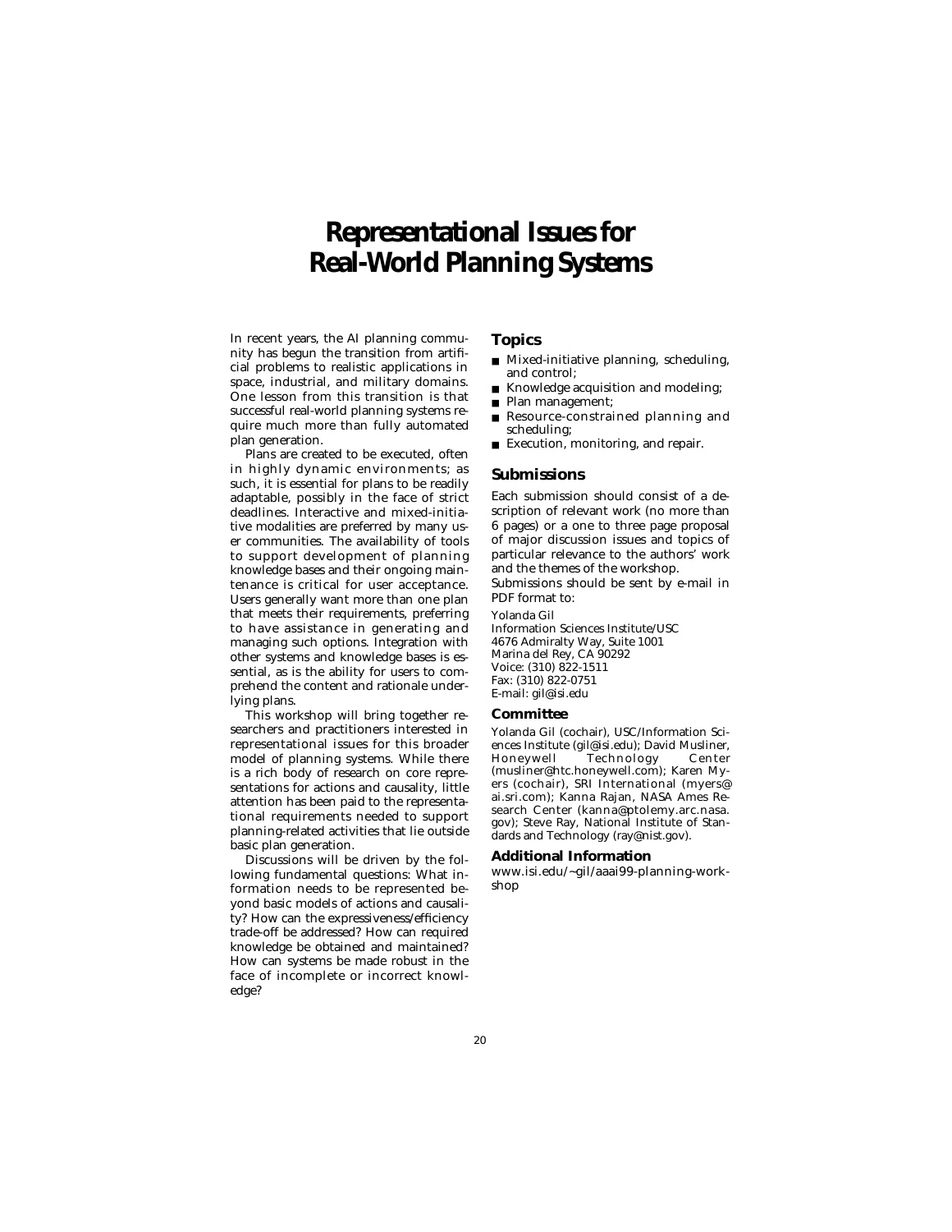# Representational Issues for Real-World Planning Systems

In recent years, the AI planning community has begun the transition from artificial problems to realistic applications in space, industrial, and military domains. One lesson from this transition is that successful real-world planning systems require much more than fully automated plan generation.

Plans are created to be executed, often in highly dynamic environments; as such, it is essential for plans to be readily adaptable, possibly in the face of strict deadlines. Interactive and mixed-initiative modalities are preferred by many user communities. The availability of tools to support development of planning knowledge bases and their ongoing maintenance is critical for user acceptance. Users generally want more than one plan that meets their requirements, preferring to have assistance in generating and managing such options. Integration with other systems and knowledge bases is essential, as is the ability for users to comprehend the content and rationale underlying plans.

This workshop will bring together researchers and practitioners interested in representational issues for this broader model of planning systems. While there is a rich body of research on core representations for actions and causality, little attention has been paid to the representational requirements needed to support planning-related activities that lie outside basic plan generation.

Discussions will be driven by the following fundamental questions: What information needs to be represented beyond basic models of actions and causality? How can the expressiveness/efficiency trade-off be addressed? How can required knowledge be obtained and maintained? How can systems be made robust in the face of incomplete or incorrect knowledge?

## Topics

- Mixed-initiative planning, scheduling, and control;
- Knowledge acquisition and modeling;
- Plan management;
- Resource-constrained planning and scheduling;
- Execution, monitoring, and repair.

## Submissions

Each submission should consist of a description of relevant work (no more than 6 pages) or a one to three page proposal of major discussion issues and topics of particular relevance to the authors' work and the themes of the workshop.

Submissions should be sent by e-mail in PDF format to:

Yolanda Gil
Information Sciences Institute/USC
4676 Admiralty Way, Suite 1001
Marina del Rey, CA 90292
Voice: (310) 822-1511
Fax: (310) 822-0751
E-mail: gil@isi.edu

### Committee

Yolanda Gil (cochair), USC/Information Sciences Institute (gil@isi.edu); David Musliner, Honeywell Technology Center (musliner@htc.honeywell.com); Karen Myers (cochair), SRI International (myers@ai.sri.com); Kanna Rajan, NASA Ames Research Center (kanna@ptolemy.arc.nasa.gov); Steve Ray, National Institute of Standards and Technology (ray@nist.gov).

### Additional Information

www.isi.edu/~gil/aaai99-planning-workshop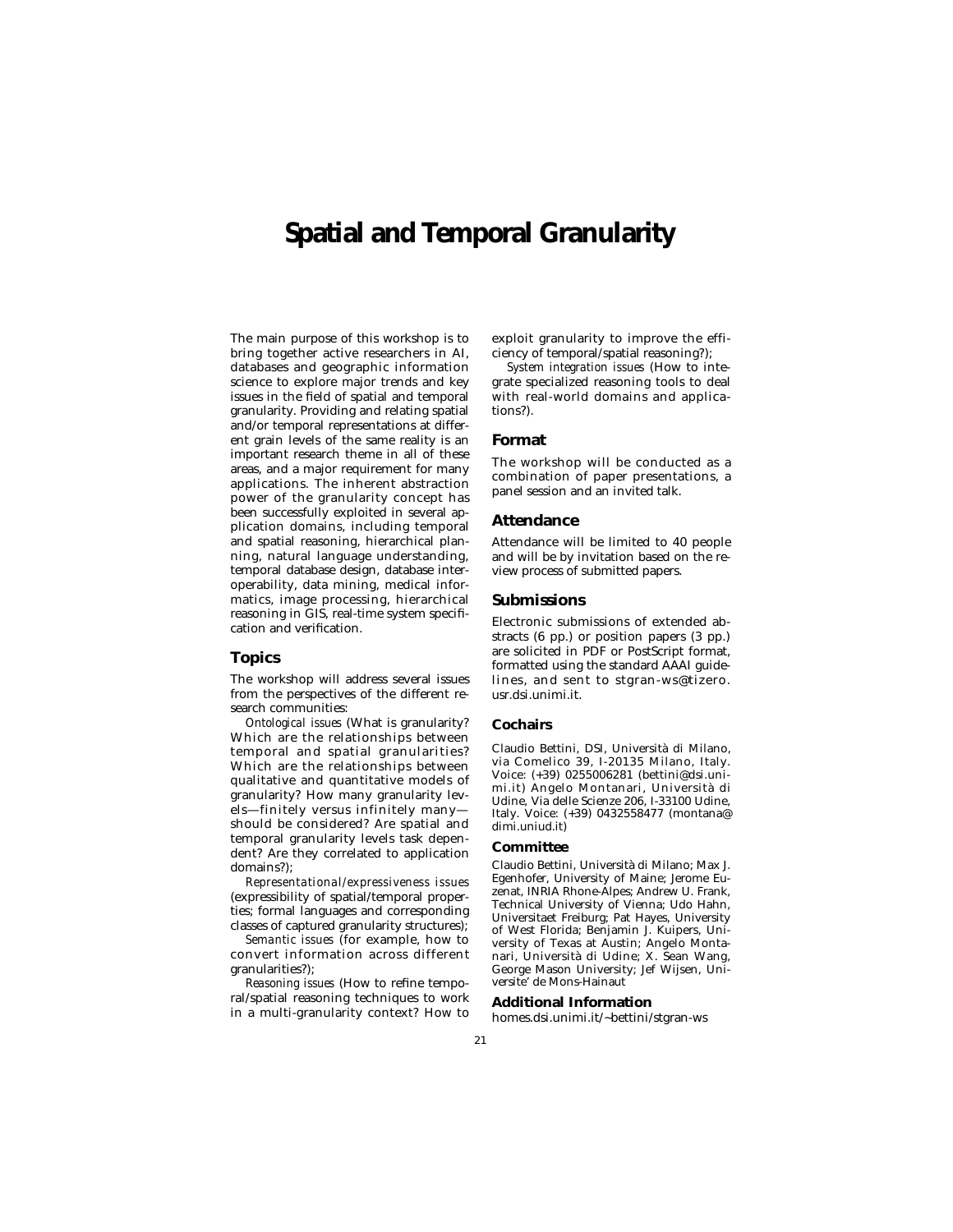# Spatial and Temporal Granularity

The main purpose of this workshop is to bring together active researchers in AI, databases and geographic information science to explore major trends and key issues in the field of spatial and temporal granularity. Providing and relating spatial and/or temporal representations at different grain levels of the same reality is an important research theme in all of these areas, and a major requirement for many applications. The inherent abstraction power of the granularity concept has been successfully exploited in several application domains, including temporal and spatial reasoning, hierarchical planning, natural language understanding, temporal database design, database interoperability, data mining, medical informatics, image processing, hierarchical reasoning in GIS, real-time system specification and verification.

## Topics

The workshop will address several issues from the perspectives of the different research communities:

*Ontological issues* (What is granularity? Which are the relationships between temporal and spatial granularities? Which are the relationships between qualitative and quantitative models of granularity? How many granularity levels—finitely versus infinitely many—should be considered? Are spatial and temporal granularity levels task dependent? Are they correlated to application domains?);

*Representational/expressiveness issues* (expressibility of spatial/temporal properties; formal languages and corresponding classes of captured granularity structures);

*Semantic issues* (for example, how to convert information across different granularities?);

*Reasoning issues* (How to refine temporal/spatial reasoning techniques to work in a multi-granularity context? How to exploit granularity to improve the efficiency of temporal/spatial reasoning?);

*System integration issues* (How to integrate specialized reasoning tools to deal with real-world domains and applications?).

## Format

The workshop will be conducted as a combination of paper presentations, a panel session and an invited talk.

## Attendance

Attendance will be limited to 40 people and will be by invitation based on the review process of submitted papers.

## Submissions

Electronic submissions of extended abstracts (6 pp.) or position papers (3 pp.) are solicited in PDF or PostScript format, formatted using the standard AAAI guidelines, and sent to stgran-ws@tizero.usr.dsi.unimi.it.

### Cochairs

Claudio Bettini, DSI, Università di Milano, via Comelico 39, I-20135 Milano, Italy. Voice: (+39) 0255006281 (bettini@dsi.unimi.it) Angelo Montanari, Università di Udine, Via delle Scienze 206, I-33100 Udine, Italy. Voice: (+39) 0432558477 (montana@dimi.uniud.it)

### Committee

Claudio Bettini, Università di Milano; Max J. Egenhofer, University of Maine; Jerome Euzenat, INRIA Rhone-Alpes; Andrew U. Frank, Technical University of Vienna; Udo Hahn, Universitaet Freiburg; Pat Hayes, University of West Florida; Benjamin J. Kuipers, University of Texas at Austin; Angelo Montanari, Università di Udine; X. Sean Wang, George Mason University; Jef Wijsen, Universite' de Mons-Hainaut

### Additional Information

homes.dsi.unimi.it/~bettini/stgran-ws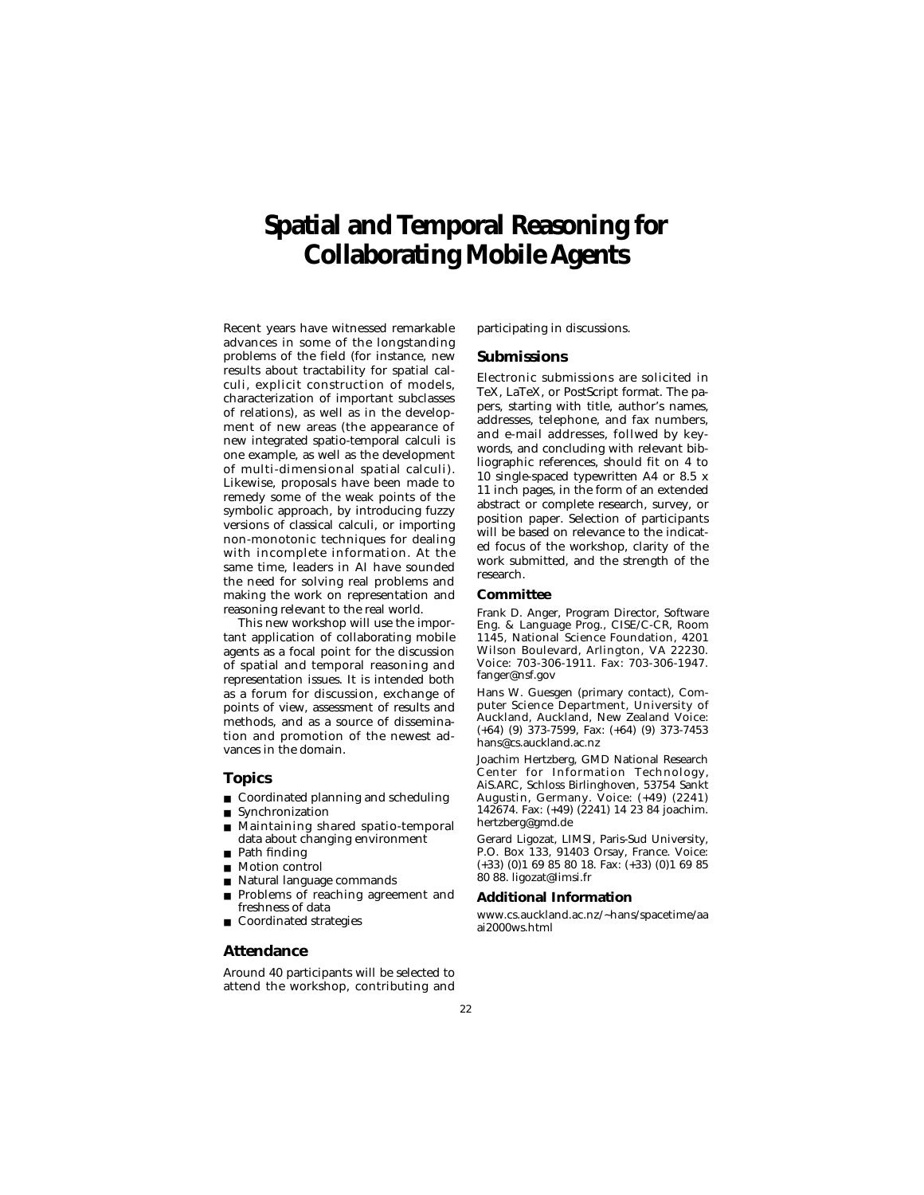# Spatial and Temporal Reasoning for Collaborating Mobile Agents

Recent years have witnessed remarkable advances in some of the longstanding problems of the field (for instance, new results about tractability for spatial calculi, explicit construction of models, characterization of important subclasses of relations), as well as in the development of new areas (the appearance of new integrated spatio-temporal calculi is one example, as well as the development of multi-dimensional spatial calculi). Likewise, proposals have been made to remedy some of the weak points of the symbolic approach, by introducing fuzzy versions of classical calculi, or importing non-monotonic techniques for dealing with incomplete information. At the same time, leaders in AI have sounded the need for solving real problems and making the work on representation and reasoning relevant to the real world.

This new workshop will use the important application of collaborating mobile agents as a focal point for the discussion of spatial and temporal reasoning and representation issues. It is intended both as a forum for discussion, exchange of points of view, assessment of results and methods, and as a source of dissemination and promotion of the newest advances in the domain.

## Topics

- Coordinated planning and scheduling
- Synchronization
- Maintaining shared spatio-temporal data about changing environment
- Path finding
- Motion control
- Natural language commands
- Problems of reaching agreement and freshness of data
- Coordinated strategies

## Attendance

Around 40 participants will be selected to attend the workshop, contributing and participating in discussions.

## Submissions

Electronic submissions are solicited in TeX, LaTeX, or PostScript format. The papers, starting with title, author's names, addresses, telephone, and fax numbers, and e-mail addresses, follwed by keywords, and concluding with relevant bibliographic references, should fit on 4 to 10 single-spaced typewritten A4 or 8.5 x 11 inch pages, in the form of an extended abstract or complete research, survey, or position paper. Selection of participants will be based on relevance to the indicated focus of the workshop, clarity of the work submitted, and the strength of the research.

### Committee

Frank D. Anger, Program Director, Software Eng. & Language Prog., CISE/C-CR, Room 1145, National Science Foundation, 4201 Wilson Boulevard, Arlington, VA 22230. Voice: 703-306-1911. Fax: 703-306-1947. fanger@nsf.gov

Hans W. Guesgen (primary contact), Computer Science Department, University of Auckland, Auckland, New Zealand Voice: (+64) (9) 373-7599, Fax: (+64) (9) 373-7453 hans@cs.auckland.ac.nz

Joachim Hertzberg, GMD National Research Center for Information Technology, AiS.ARC, Schloss Birlinghoven, 53754 Sankt Augustin, Germany. Voice: (+49) (2241) 142674. Fax: (+49) (2241) 14 23 84 joachim.hertzberg@gmd.de

Gerard Ligozat, LIMSI, Paris-Sud University, P.O. Box 133, 91403 Orsay, France. Voice: (+33) (0)1 69 85 80 18. Fax: (+33) (0)1 69 85 80 88. ligozat@limsi.fr

### Additional Information

www.cs.auckland.ac.nz/~hans/spacetime/aaai2000ws.html